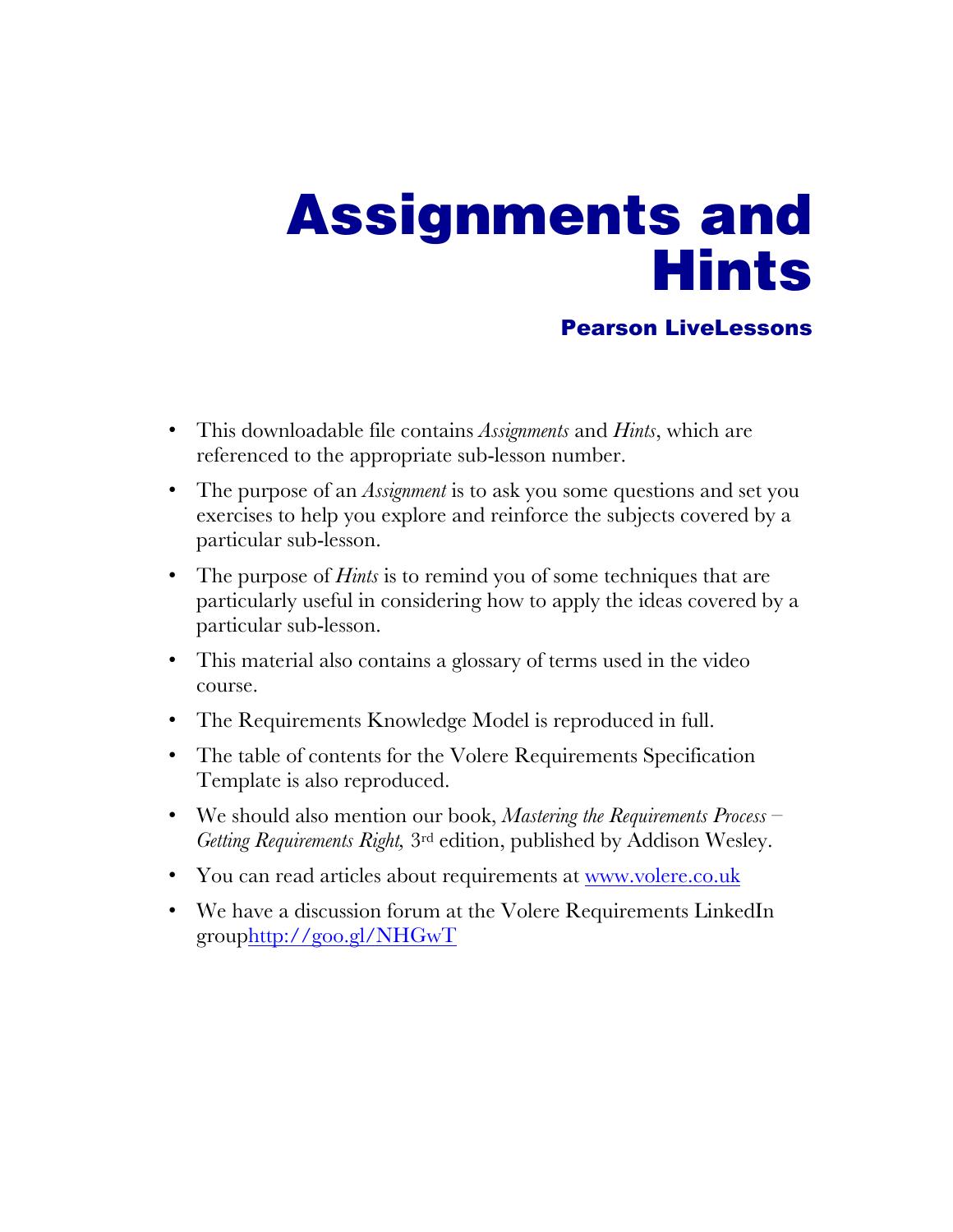# Assignments and Hints

### Pearson LiveLessons

- This downloadable file contains *Assignments* and *Hints*, which are referenced to the appropriate sub-lesson number.
- The purpose of an *Assignment* is to ask you some questions and set you exercises to help you explore and reinforce the subjects covered by a particular sub-lesson.
- The purpose of *Hints* is to remind you of some techniques that are particularly useful in considering how to apply the ideas covered by a particular sub-lesson.
- This material also contains a glossary of terms used in the video course.
- The Requirements Knowledge Model is reproduced in full.
- The table of contents for the Volere Requirements Specification Template is also reproduced.
- We should also mention our book, *Mastering the Requirements Process – Getting Requirements Right,* 3rd edition, published by Addison Wesley.
- You can read articles about requirements at [www.volere.co.uk](http://www.volere.co.uk)
- We have a discussion forum at the Volere Requirements LinkedIn group[http://goo.gl/NHGwT](http://goo.gl/NHGwT)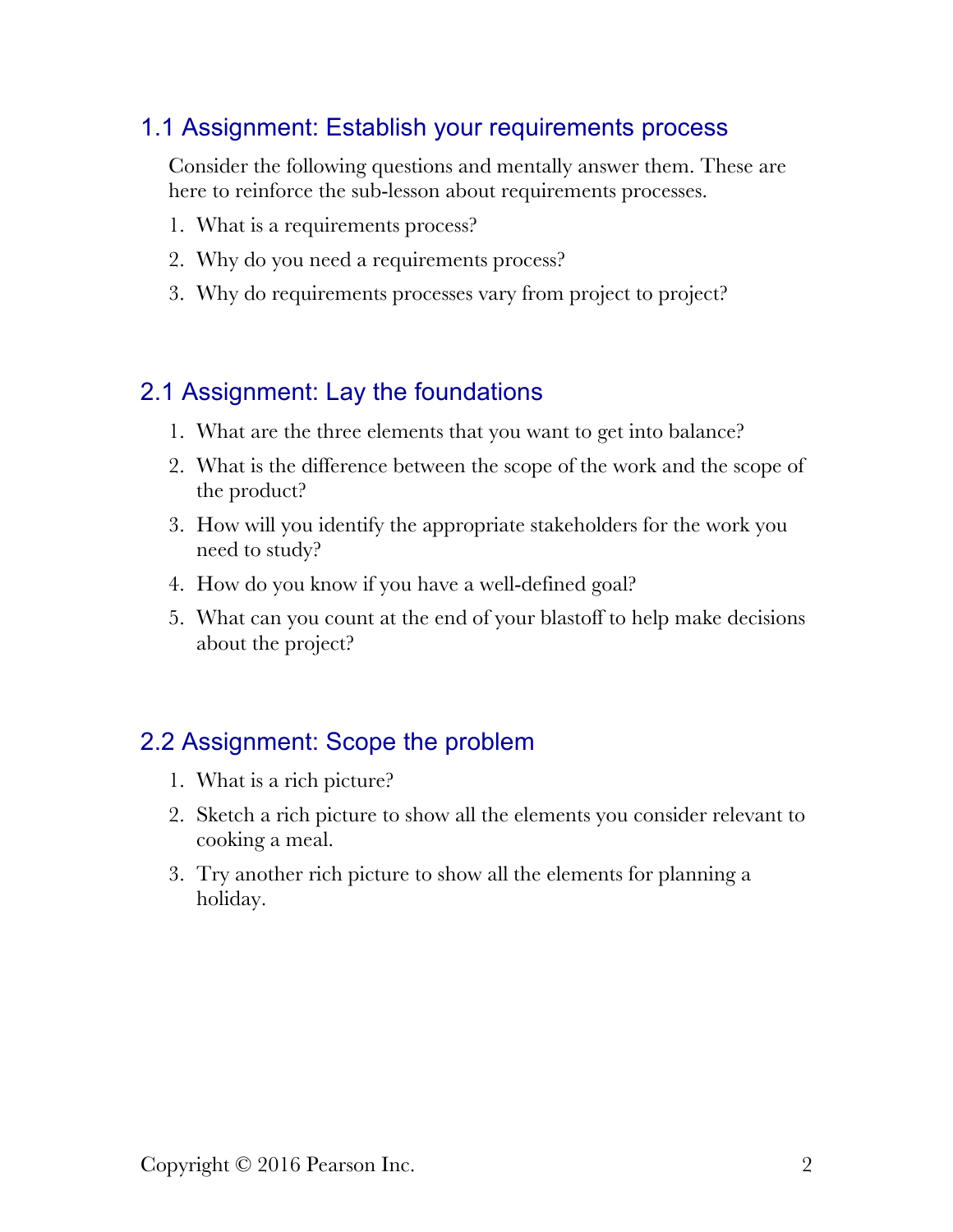## 1.1 Assignment: Establish your requirements process

Consider the following questions and mentally answer them. These are here to reinforce the sub-lesson about requirements processes.

1. What is a requirements process?
2. Why do you need a requirements process?
3. Why do requirements processes vary from project to project?

## 2.1 Assignment: Lay the foundations

1. What are the three elements that you want to get into balance?
2. What is the difference between the scope of the work and the scope of the product?
3. How will you identify the appropriate stakeholders for the work you need to study?
4. How do you know if you have a well-defined goal?
5. What can you count at the end of your blastoff to help make decisions about the project?

## 2.2 Assignment: Scope the problem

1. What is a rich picture?
2. Sketch a rich picture to show all the elements you consider relevant to cooking a meal.
3. Try another rich picture to show all the elements for planning a holiday.

Copyright © 2016 Pearson Inc.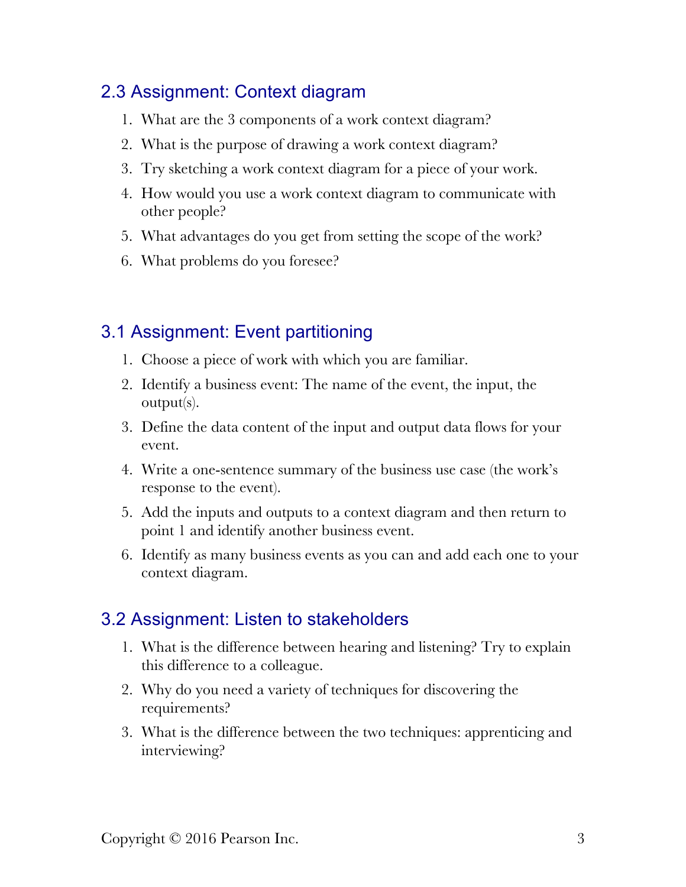## 2.3 Assignment: Context diagram

1. What are the 3 components of a work context diagram?
2. What is the purpose of drawing a work context diagram?
3. Try sketching a work context diagram for a piece of your work.
4. How would you use a work context diagram to communicate with other people?
5. What advantages do you get from setting the scope of the work?
6. What problems do you foresee?

## 3.1 Assignment: Event partitioning

1. Choose a piece of work with which you are familiar.
2. Identify a business event: The name of the event, the input, the output(s).
3. Define the data content of the input and output data flows for your event.
4. Write a one-sentence summary of the business use case (the work's response to the event).
5. Add the inputs and outputs to a context diagram and then return to point 1 and identify another business event.
6. Identify as many business events as you can and add each one to your context diagram.

## 3.2 Assignment: Listen to stakeholders

1. What is the difference between hearing and listening? Try to explain this difference to a colleague.
2. Why do you need a variety of techniques for discovering the requirements?
3. What is the difference between the two techniques: apprenticing and interviewing?

Copyright © 2016 Pearson Inc.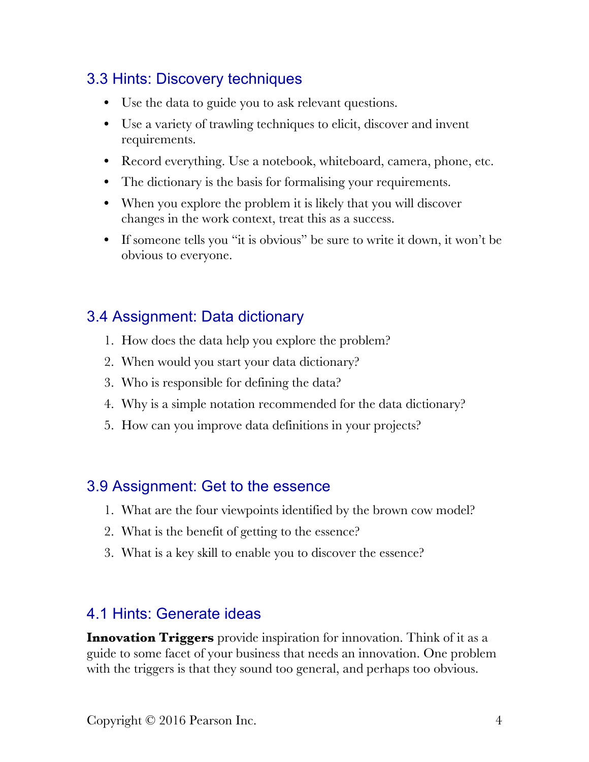## 3.3 Hints: Discovery techniques

- Use the data to guide you to ask relevant questions.
- Use a variety of trawling techniques to elicit, discover and invent requirements.
- Record everything. Use a notebook, whiteboard, camera, phone, etc.
- The dictionary is the basis for formalising your requirements.
- When you explore the problem it is likely that you will discover changes in the work context, treat this as a success.
- If someone tells you "it is obvious" be sure to write it down, it won't be obvious to everyone.

## 3.4 Assignment: Data dictionary

1. How does the data help you explore the problem?
2. When would you start your data dictionary?
3. Who is responsible for defining the data?
4. Why is a simple notation recommended for the data dictionary?
5. How can you improve data definitions in your projects?

## 3.9 Assignment: Get to the essence

1. What are the four viewpoints identified by the brown cow model?
2. What is the benefit of getting to the essence?
3. What is a key skill to enable you to discover the essence?

## 4.1 Hints: Generate ideas

**Innovation Triggers** provide inspiration for innovation. Think of it as a guide to some facet of your business that needs an innovation. One problem with the triggers is that they sound too general, and perhaps too obvious.

Copyright © 2016 Pearson Inc.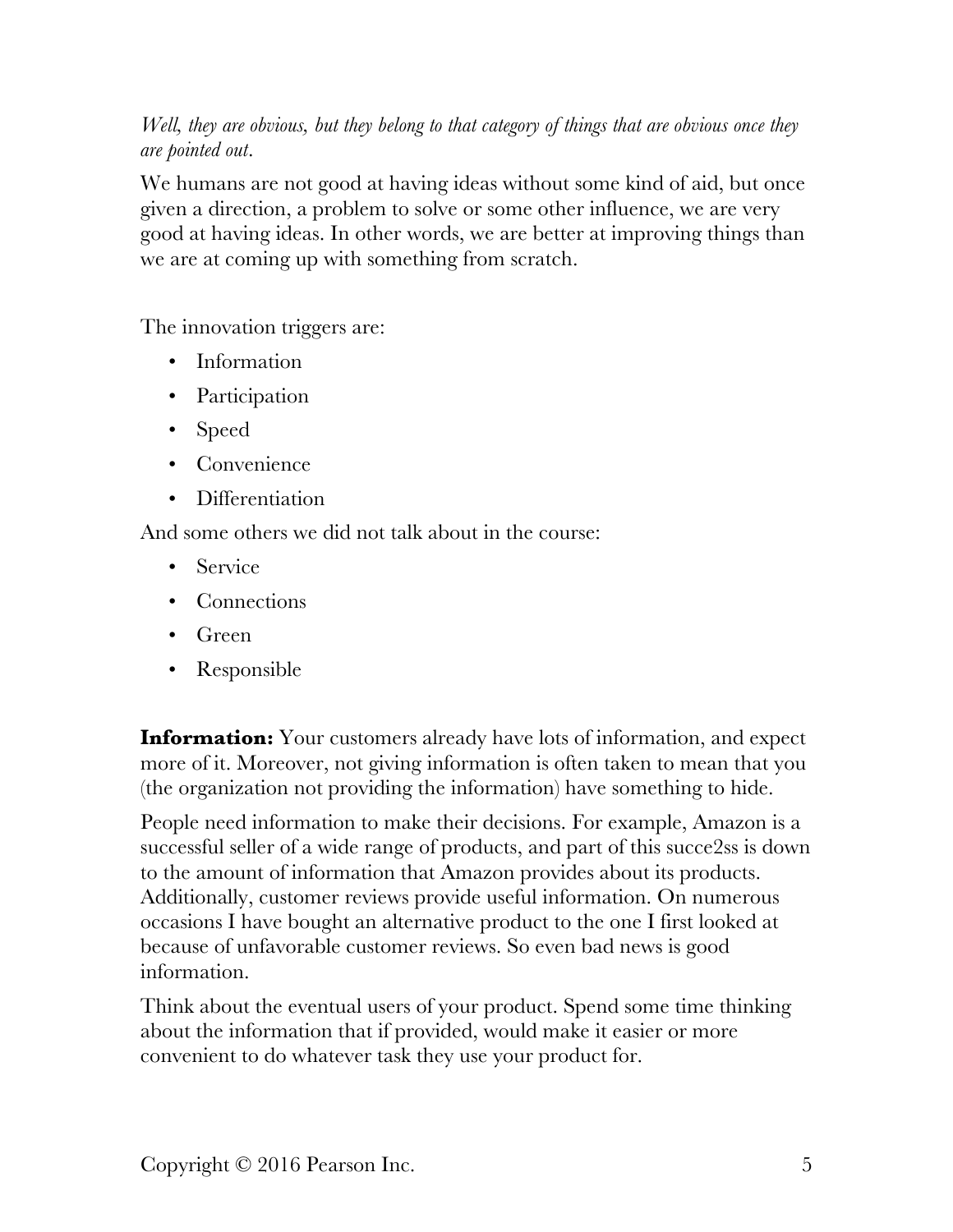*Well, they are obvious, but they belong to that category of things that are obvious once they are pointed out*.

We humans are not good at having ideas without some kind of aid, but once given a direction, a problem to solve or some other influence, we are very good at having ideas. In other words, we are better at improving things than we are at coming up with something from scratch.

The innovation triggers are:

- Information
- Participation
- Speed
- Convenience
- Differentiation

And some others we did not talk about in the course:

- Service
- Connections
- Green
- Responsible

**Information:** Your customers already have lots of information, and expect more of it. Moreover, not giving information is often taken to mean that you (the organization not providing the information) have something to hide.

People need information to make their decisions. For example, Amazon is a successful seller of a wide range of products, and part of this succe2ss is down to the amount of information that Amazon provides about its products. Additionally, customer reviews provide useful information. On numerous occasions I have bought an alternative product to the one I first looked at because of unfavorable customer reviews. So even bad news is good information.

Think about the eventual users of your product. Spend some time thinking about the information that if provided, would make it easier or more convenient to do whatever task they use your product for.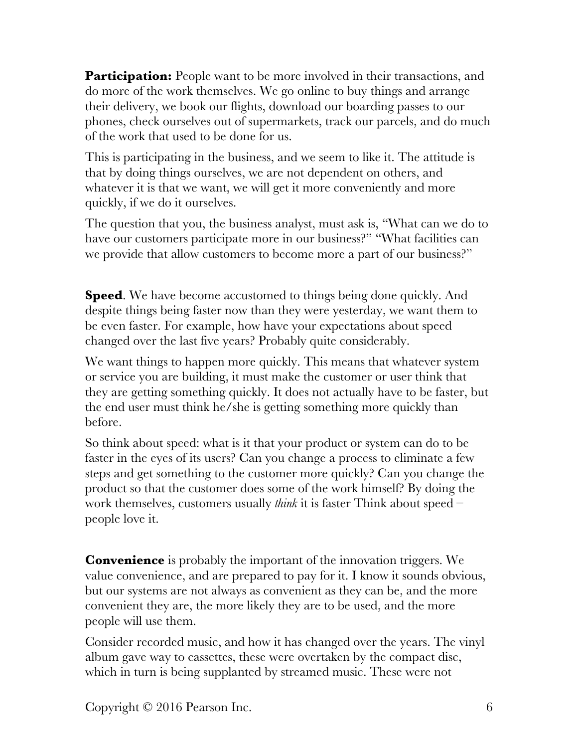**Participation:** People want to be more involved in their transactions, and do more of the work themselves. We go online to buy things and arrange their delivery, we book our flights, download our boarding passes to our phones, check ourselves out of supermarkets, track our parcels, and do much of the work that used to be done for us.

This is participating in the business, and we seem to like it. The attitude is that by doing things ourselves, we are not dependent on others, and whatever it is that we want, we will get it more conveniently and more quickly, if we do it ourselves.

The question that you, the business analyst, must ask is, "What can we do to have our customers participate more in our business?" "What facilities can we provide that allow customers to become more a part of our business?"

**Speed**. We have become accustomed to things being done quickly. And despite things being faster now than they were yesterday, we want them to be even faster. For example, how have your expectations about speed changed over the last five years? Probably quite considerably.

We want things to happen more quickly. This means that whatever system or service you are building, it must make the customer or user think that they are getting something quickly. It does not actually have to be faster, but the end user must think he/she is getting something more quickly than before.

So think about speed: what is it that your product or system can do to be faster in the eyes of its users? Can you change a process to eliminate a few steps and get something to the customer more quickly? Can you change the product so that the customer does some of the work himself? By doing the work themselves, customers usually *think* it is faster Think about speed – people love it.

**Convenience** is probably the important of the innovation triggers. We value convenience, and are prepared to pay for it. I know it sounds obvious, but our systems are not always as convenient as they can be, and the more convenient they are, the more likely they are to be used, and the more people will use them.

Consider recorded music, and how it has changed over the years. The vinyl album gave way to cassettes, these were overtaken by the compact disc, which in turn is being supplanted by streamed music. These were not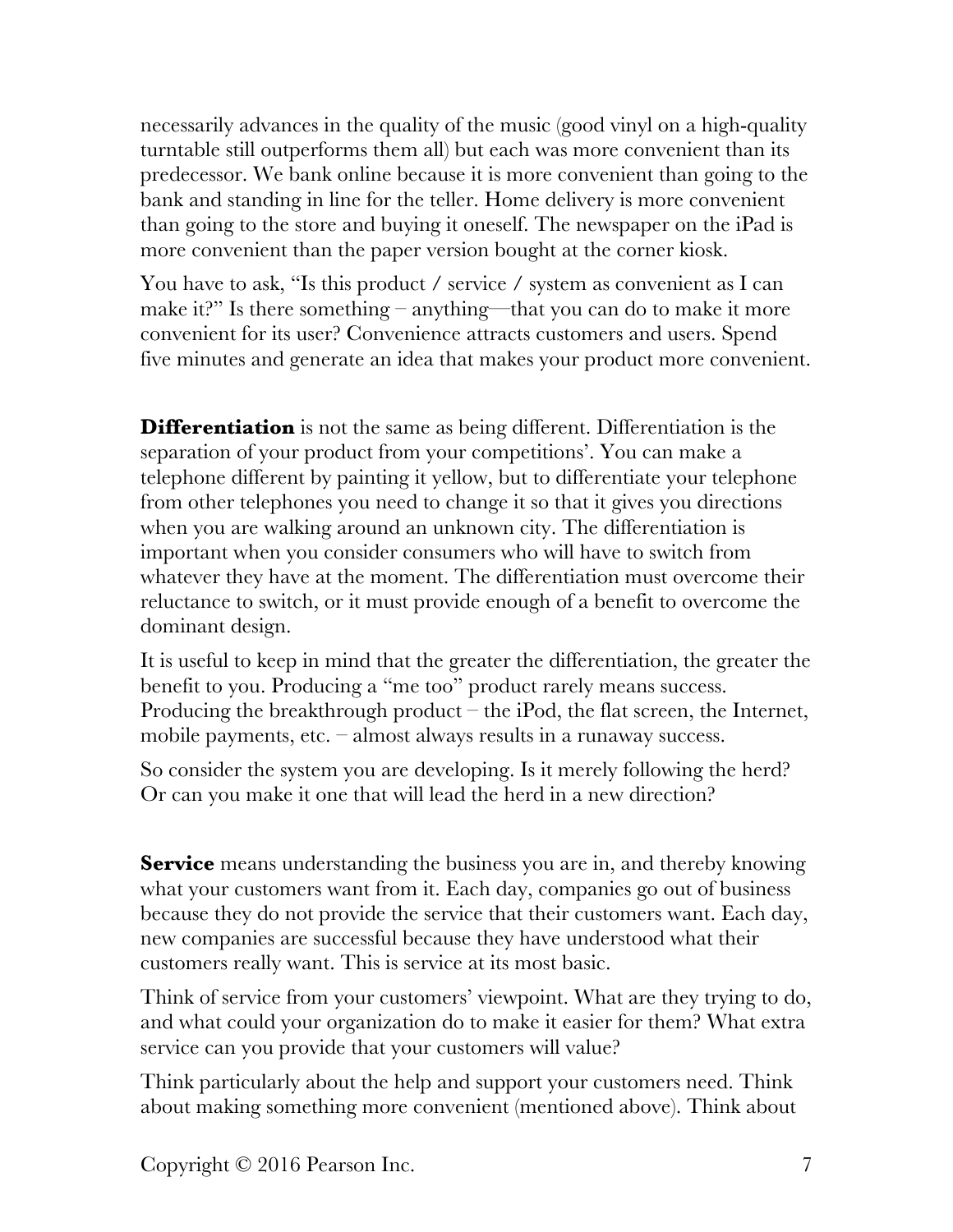necessarily advances in the quality of the music (good vinyl on a high-quality turntable still outperforms them all) but each was more convenient than its predecessor. We bank online because it is more convenient than going to the bank and standing in line for the teller. Home delivery is more convenient than going to the store and buying it oneself. The newspaper on the iPad is more convenient than the paper version bought at the corner kiosk.

You have to ask, "Is this product / service / system as convenient as I can make it?" Is there something – anything—that you can do to make it more convenient for its user? Convenience attracts customers and users. Spend five minutes and generate an idea that makes your product more convenient.

**Differentiation** is not the same as being different. Differentiation is the separation of your product from your competitions'. You can make a telephone different by painting it yellow, but to differentiate your telephone from other telephones you need to change it so that it gives you directions when you are walking around an unknown city. The differentiation is important when you consider consumers who will have to switch from whatever they have at the moment. The differentiation must overcome their reluctance to switch, or it must provide enough of a benefit to overcome the dominant design.

It is useful to keep in mind that the greater the differentiation, the greater the benefit to you. Producing a "me too" product rarely means success. Producing the breakthrough product – the iPod, the flat screen, the Internet, mobile payments, etc. – almost always results in a runaway success.

So consider the system you are developing. Is it merely following the herd? Or can you make it one that will lead the herd in a new direction?

**Service** means understanding the business you are in, and thereby knowing what your customers want from it. Each day, companies go out of business because they do not provide the service that their customers want. Each day, new companies are successful because they have understood what their customers really want. This is service at its most basic.

Think of service from your customers' viewpoint. What are they trying to do, and what could your organization do to make it easier for them? What extra service can you provide that your customers will value?

Think particularly about the help and support your customers need. Think about making something more convenient (mentioned above). Think about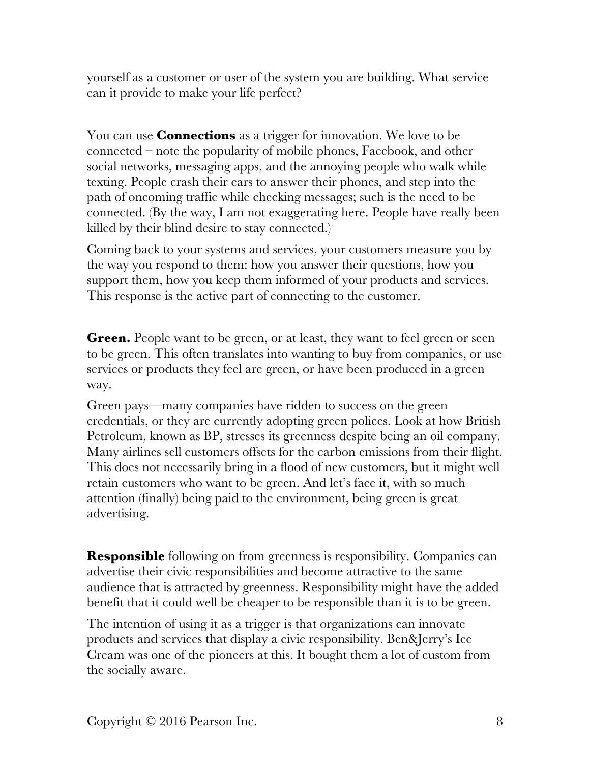yourself as a customer or user of the system you are building. What service can it provide to make your life perfect?

You can use **Connections** as a trigger for innovation. We love to be connected – note the popularity of mobile phones, Facebook, and other social networks, messaging apps, and the annoying people who walk while texting. People crash their cars to answer their phones, and step into the path of oncoming traffic while checking messages; such is the need to be connected. (By the way, I am not exaggerating here. People have really been killed by their blind desire to stay connected.)

Coming back to your systems and services, your customers measure you by the way you respond to them: how you answer their questions, how you support them, how you keep them informed of your products and services. This response is the active part of connecting to the customer.

**Green.** People want to be green, or at least, they want to feel green or seen to be green. This often translates into wanting to buy from companies, or use services or products they feel are green, or have been produced in a green way.

Green pays—many companies have ridden to success on the green credentials, or they are currently adopting green polices. Look at how British Petroleum, known as BP, stresses its greenness despite being an oil company. Many airlines sell customers offsets for the carbon emissions from their flight. This does not necessarily bring in a flood of new customers, but it might well retain customers who want to be green. And let's face it, with so much attention (finally) being paid to the environment, being green is great advertising.

**Responsible** following on from greenness is responsibility. Companies can advertise their civic responsibilities and become attractive to the same audience that is attracted by greenness. Responsibility might have the added benefit that it could well be cheaper to be responsible than it is to be green.

The intention of using it as a trigger is that organizations can innovate products and services that display a civic responsibility. Ben&Jerry's Ice Cream was one of the pioneers at this. It bought them a lot of custom from the socially aware.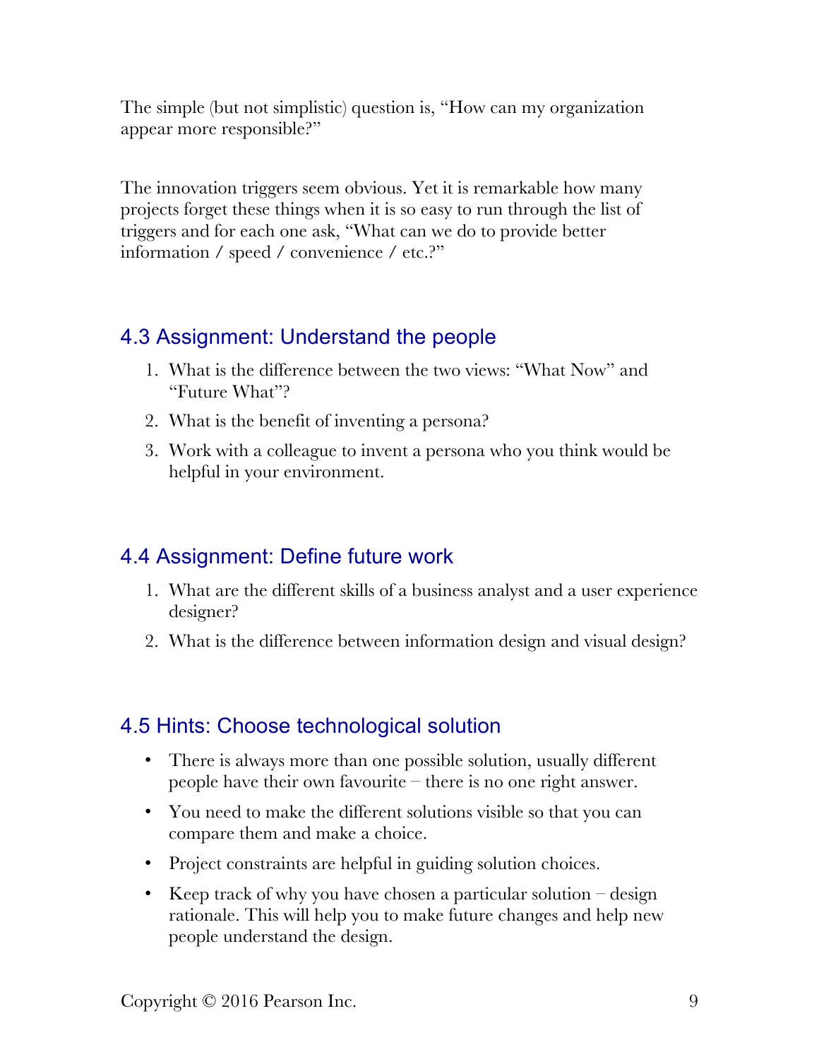The simple (but not simplistic) question is, "How can my organization appear more responsible?"

The innovation triggers seem obvious. Yet it is remarkable how many projects forget these things when it is so easy to run through the list of triggers and for each one ask, "What can we do to provide better information / speed / convenience / etc.?"

## 4.3 Assignment: Understand the people

1. What is the difference between the two views: "What Now" and "Future What"?
2. What is the benefit of inventing a persona?
3. Work with a colleague to invent a persona who you think would be helpful in your environment.

## 4.4 Assignment: Define future work

1. What are the different skills of a business analyst and a user experience designer?
2. What is the difference between information design and visual design?

## 4.5 Hints: Choose technological solution

- There is always more than one possible solution, usually different people have their own favourite – there is no one right answer.
- You need to make the different solutions visible so that you can compare them and make a choice.
- Project constraints are helpful in guiding solution choices.
- Keep track of why you have chosen a particular solution – design rationale. This will help you to make future changes and help new people understand the design.

Copyright © 2016 Pearson Inc.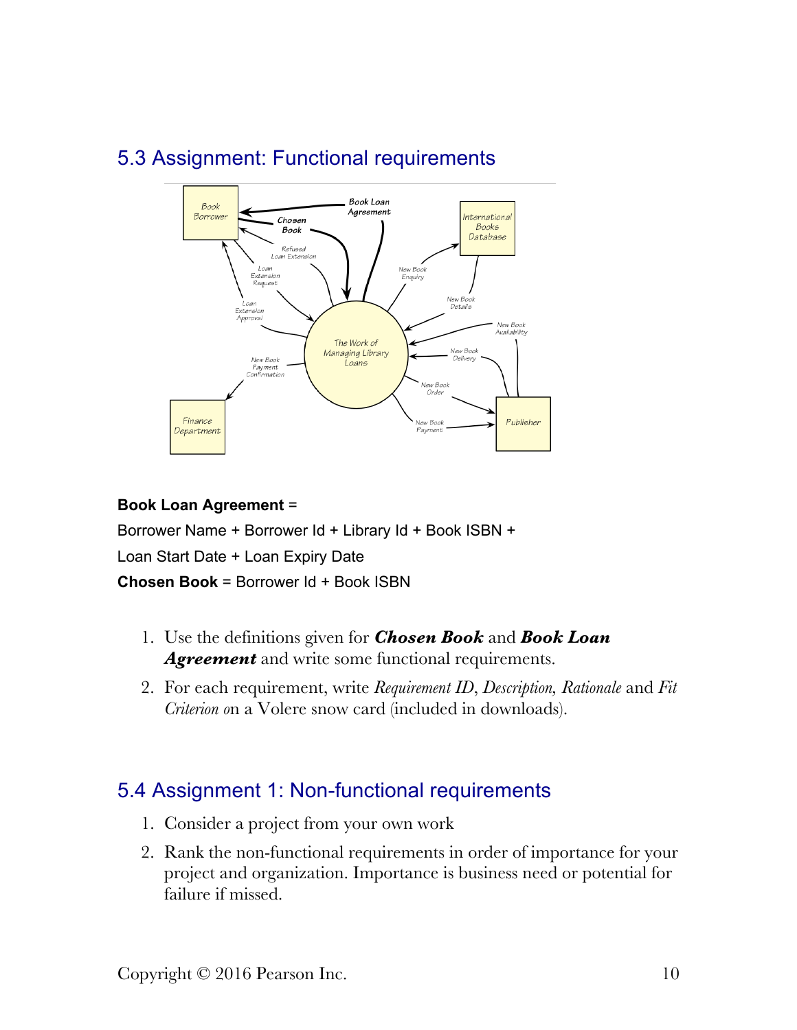## 5.3 Assignment: Functional requirements

**Book Loan Agreement** =

Borrower Name + Borrower Id + Library Id + Book ISBN +

Loan Start Date + Loan Expiry Date

**Chosen Book** = Borrower Id + Book ISBN

1. Use the definitions given for ***Chosen Book*** and ***Book Loan Agreement*** and write some functional requirements.
2. For each requirement, write *Requirement ID*, *Description, Rationale* and *Fit Criterion o*n a Volere snow card (included in downloads).

## 5.4 Assignment 1: Non-functional requirements

1. Consider a project from your own work
2. Rank the non-functional requirements in order of importance for your project and organization. Importance is business need or potential for failure if missed.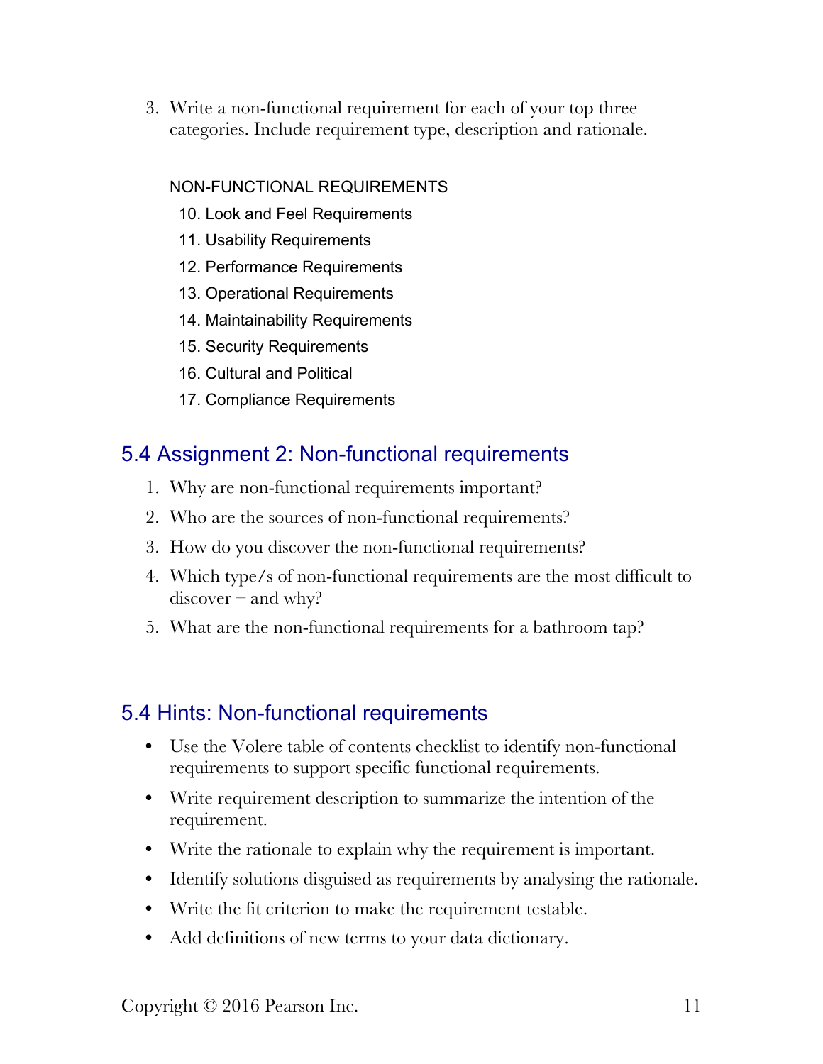3. Write a non-functional requirement for each of your top three categories. Include requirement type, description and rationale.

NON-FUNCTIONAL REQUIREMENTS

10. Look and Feel Requirements
11. Usability Requirements
12. Performance Requirements
13. Operational Requirements
14. Maintainability Requirements
15. Security Requirements
16. Cultural and Political
17. Compliance Requirements

## 5.4 Assignment 2: Non-functional requirements

1. Why are non-functional requirements important?
2. Who are the sources of non-functional requirements?
3. How do you discover the non-functional requirements?
4. Which type/s of non-functional requirements are the most difficult to discover – and why?
5. What are the non-functional requirements for a bathroom tap?

## 5.4 Hints: Non-functional requirements

- Use the Volere table of contents checklist to identify non-functional requirements to support specific functional requirements.
- Write requirement description to summarize the intention of the requirement.
- Write the rationale to explain why the requirement is important.
- Identify solutions disguised as requirements by analysing the rationale.
- Write the fit criterion to make the requirement testable.
- Add definitions of new terms to your data dictionary.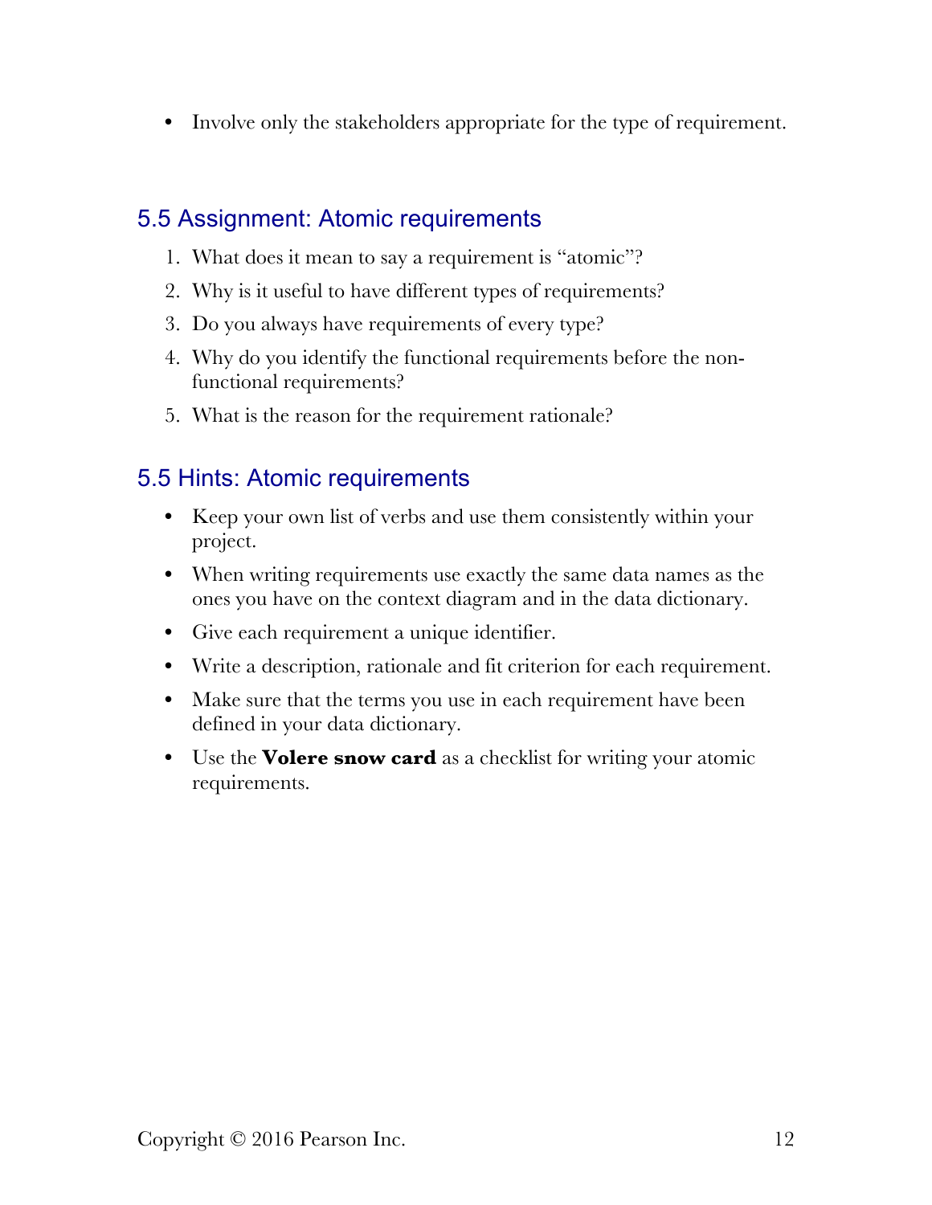- Involve only the stakeholders appropriate for the type of requirement.

## 5.5 Assignment: Atomic requirements

1. What does it mean to say a requirement is "atomic"?
2. Why is it useful to have different types of requirements?
3. Do you always have requirements of every type?
4. Why do you identify the functional requirements before the non-functional requirements?
5. What is the reason for the requirement rationale?

## 5.5 Hints: Atomic requirements

- Keep your own list of verbs and use them consistently within your project.
- When writing requirements use exactly the same data names as the ones you have on the context diagram and in the data dictionary.
- Give each requirement a unique identifier.
- Write a description, rationale and fit criterion for each requirement.
- Make sure that the terms you use in each requirement have been defined in your data dictionary.
- Use the **Volere snow card** as a checklist for writing your atomic requirements.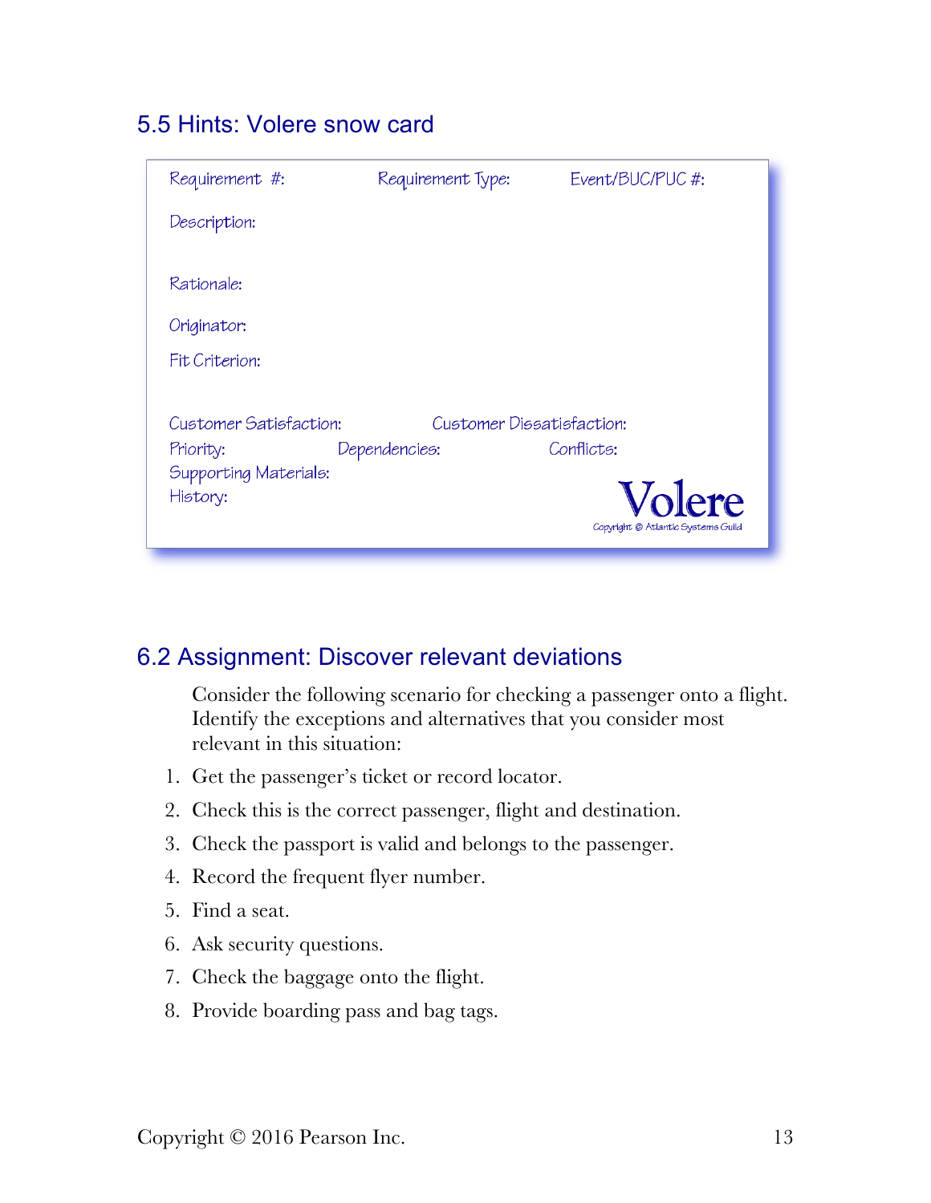## 5.5 Hints: Volere snow card

Requirement #: Requirement Type: Event/BUC/PUC #:

Description:

Rationale:

Originator:

Fit Criterion:

Customer Satisfaction: Customer Dissatisfaction:

Priority: Dependencies: Conflicts:

Supporting Materials:

History:

Volere

Copyright © Atlantic Systems Guild

## 6.2 Assignment: Discover relevant deviations

Consider the following scenario for checking a passenger onto a flight. Identify the exceptions and alternatives that you consider most relevant in this situation:

1. Get the passenger's ticket or record locator.
2. Check this is the correct passenger, flight and destination.
3. Check the passport is valid and belongs to the passenger.
4. Record the frequent flyer number.
5. Find a seat.
6. Ask security questions.
7. Check the baggage onto the flight.
8. Provide boarding pass and bag tags.

Copyright © 2016 Pearson Inc.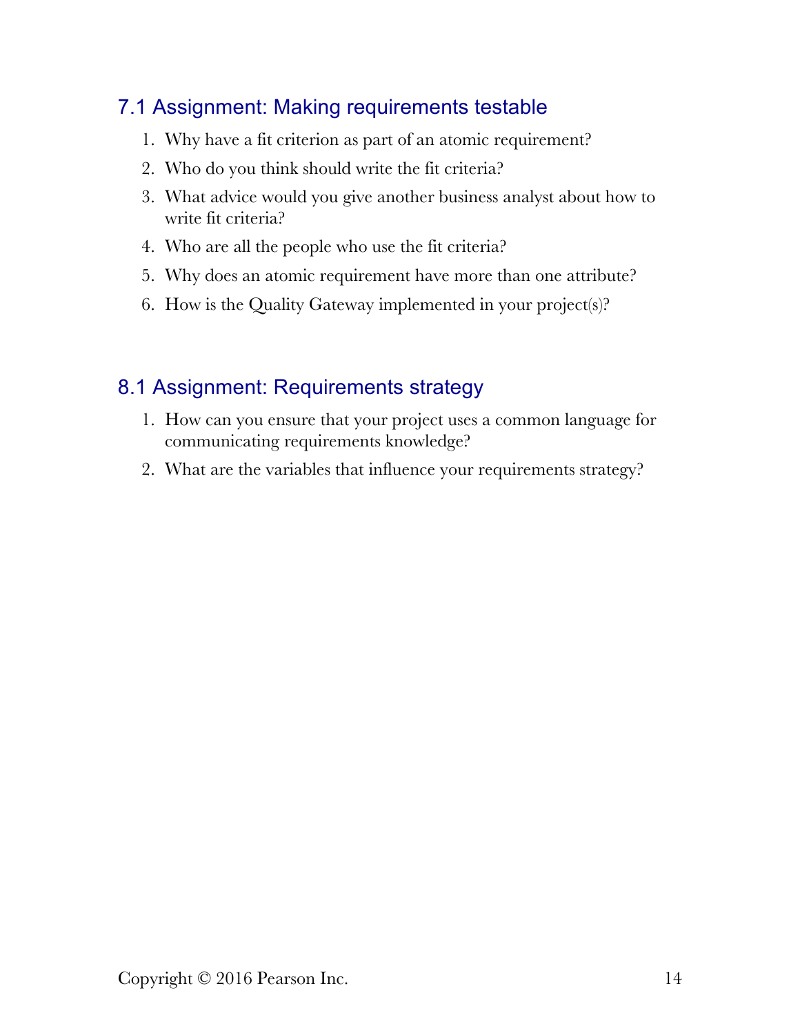## 7.1 Assignment: Making requirements testable

1. Why have a fit criterion as part of an atomic requirement?
2. Who do you think should write the fit criteria?
3. What advice would you give another business analyst about how to write fit criteria?
4. Who are all the people who use the fit criteria?
5. Why does an atomic requirement have more than one attribute?
6. How is the Quality Gateway implemented in your project(s)?

## 8.1 Assignment: Requirements strategy

1. How can you ensure that your project uses a common language for communicating requirements knowledge?
2. What are the variables that influence your requirements strategy?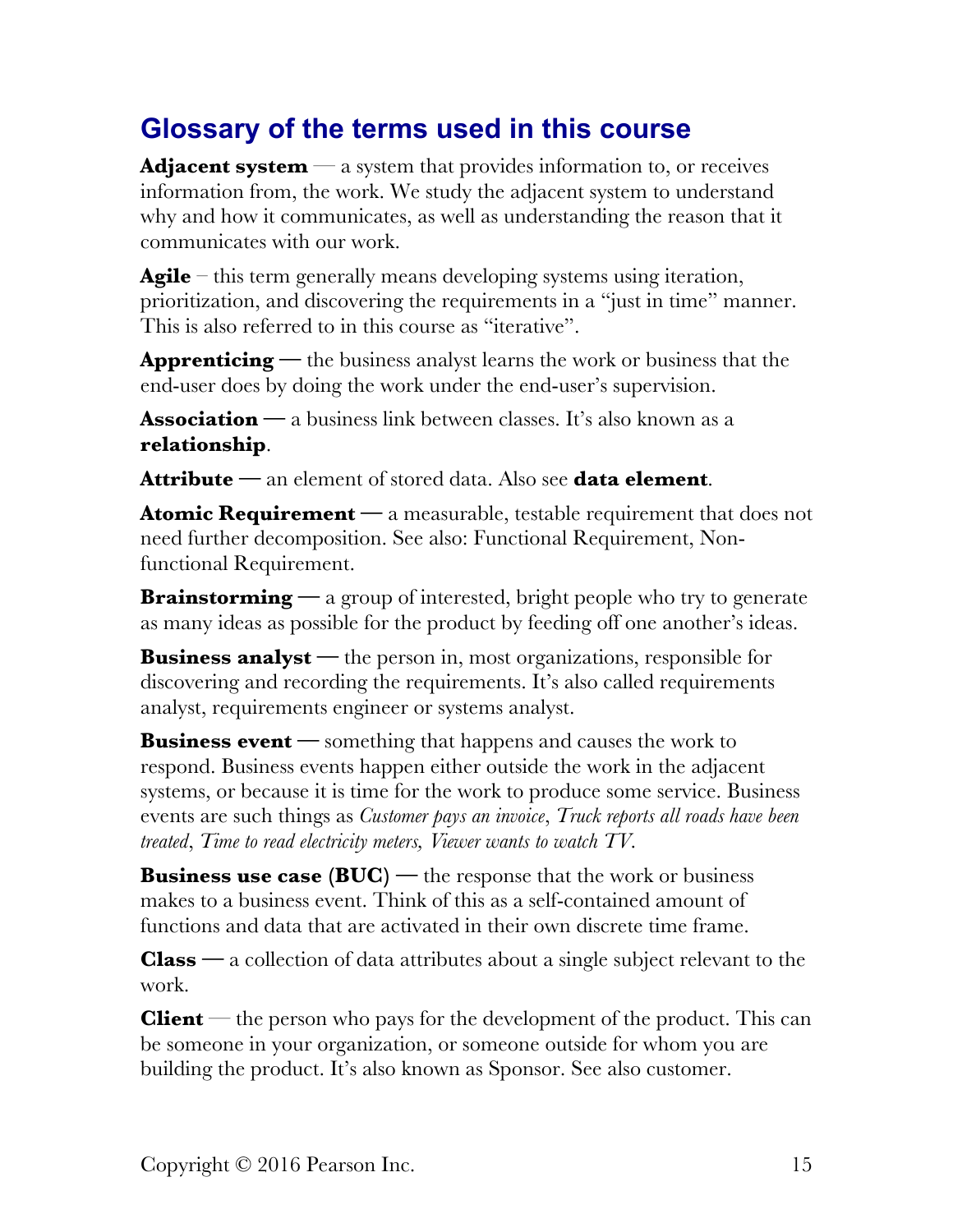## Glossary of the terms used in this course

**Adjacent system** — a system that provides information to, or receives information from, the work. We study the adjacent system to understand why and how it communicates, as well as understanding the reason that it communicates with our work.

**Agile** – this term generally means developing systems using iteration, prioritization, and discovering the requirements in a "just in time" manner. This is also referred to in this course as "iterative".

**Apprenticing** — the business analyst learns the work or business that the end-user does by doing the work under the end-user's supervision.

**Association** — a business link between classes. It's also known as a **relationship**.

**Attribute** — an element of stored data. Also see **data element**.

**Atomic Requirement** — a measurable, testable requirement that does not need further decomposition. See also: Functional Requirement, Non-functional Requirement.

**Brainstorming** — a group of interested, bright people who try to generate as many ideas as possible for the product by feeding off one another's ideas.

**Business analyst** — the person in, most organizations, responsible for discovering and recording the requirements. It's also called requirements analyst, requirements engineer or systems analyst.

**Business event** — something that happens and causes the work to respond. Business events happen either outside the work in the adjacent systems, or because it is time for the work to produce some service. Business events are such things as *Customer pays an invoice*, *Truck reports all roads have been treated*, *Time to read electricity meters, Viewer wants to watch TV.*

**Business use case (BUC)** — the response that the work or business makes to a business event. Think of this as a self-contained amount of functions and data that are activated in their own discrete time frame.

**Class** — a collection of data attributes about a single subject relevant to the work.

**Client** — the person who pays for the development of the product. This can be someone in your organization, or someone outside for whom you are building the product. It's also known as Sponsor. See also customer.

Copyright © 2016 Pearson Inc.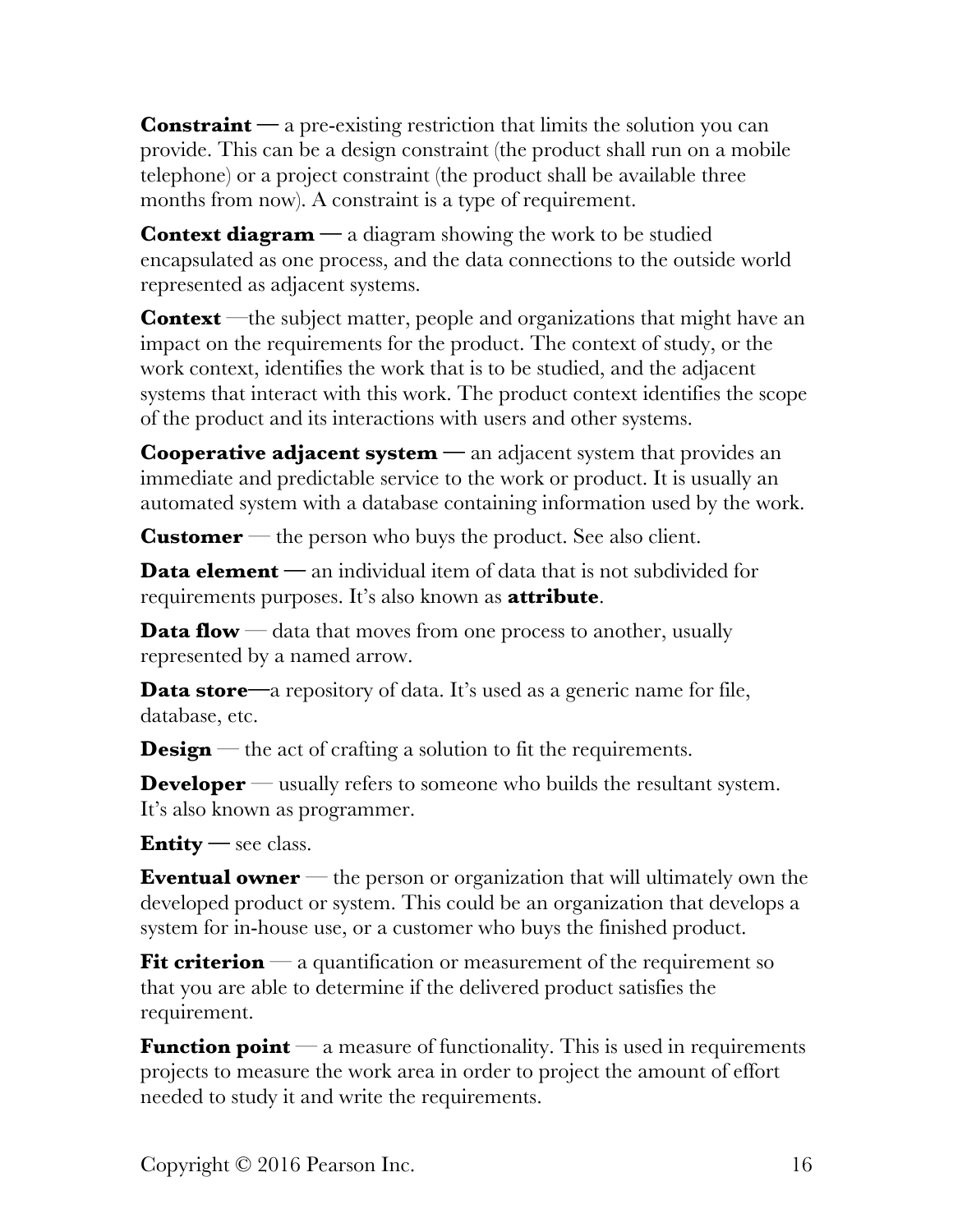**Constraint —** a pre-existing restriction that limits the solution you can provide. This can be a design constraint (the product shall run on a mobile telephone) or a project constraint (the product shall be available three months from now). A constraint is a type of requirement.

**Context diagram —** a diagram showing the work to be studied encapsulated as one process, and the data connections to the outside world represented as adjacent systems.

**Context** —the subject matter, people and organizations that might have an impact on the requirements for the product. The context of study, or the work context, identifies the work that is to be studied, and the adjacent systems that interact with this work. The product context identifies the scope of the product and its interactions with users and other systems.

**Cooperative adjacent system —** an adjacent system that provides an immediate and predictable service to the work or product. It is usually an automated system with a database containing information used by the work.

**Customer** — the person who buys the product. See also client.

**Data element —** an individual item of data that is not subdivided for requirements purposes. It's also known as **attribute**.

**Data flow** — data that moves from one process to another, usually represented by a named arrow.

**Data store—**a repository of data. It's used as a generic name for file, database, etc.

**Design** — the act of crafting a solution to fit the requirements.

**Developer** — usually refers to someone who builds the resultant system. It's also known as programmer.

**Entity —** see class.

**Eventual owner** — the person or organization that will ultimately own the developed product or system. This could be an organization that develops a system for in-house use, or a customer who buys the finished product.

**Fit criterion** — a quantification or measurement of the requirement so that you are able to determine if the delivered product satisfies the requirement.

**Function point** — a measure of functionality. This is used in requirements projects to measure the work area in order to project the amount of effort needed to study it and write the requirements.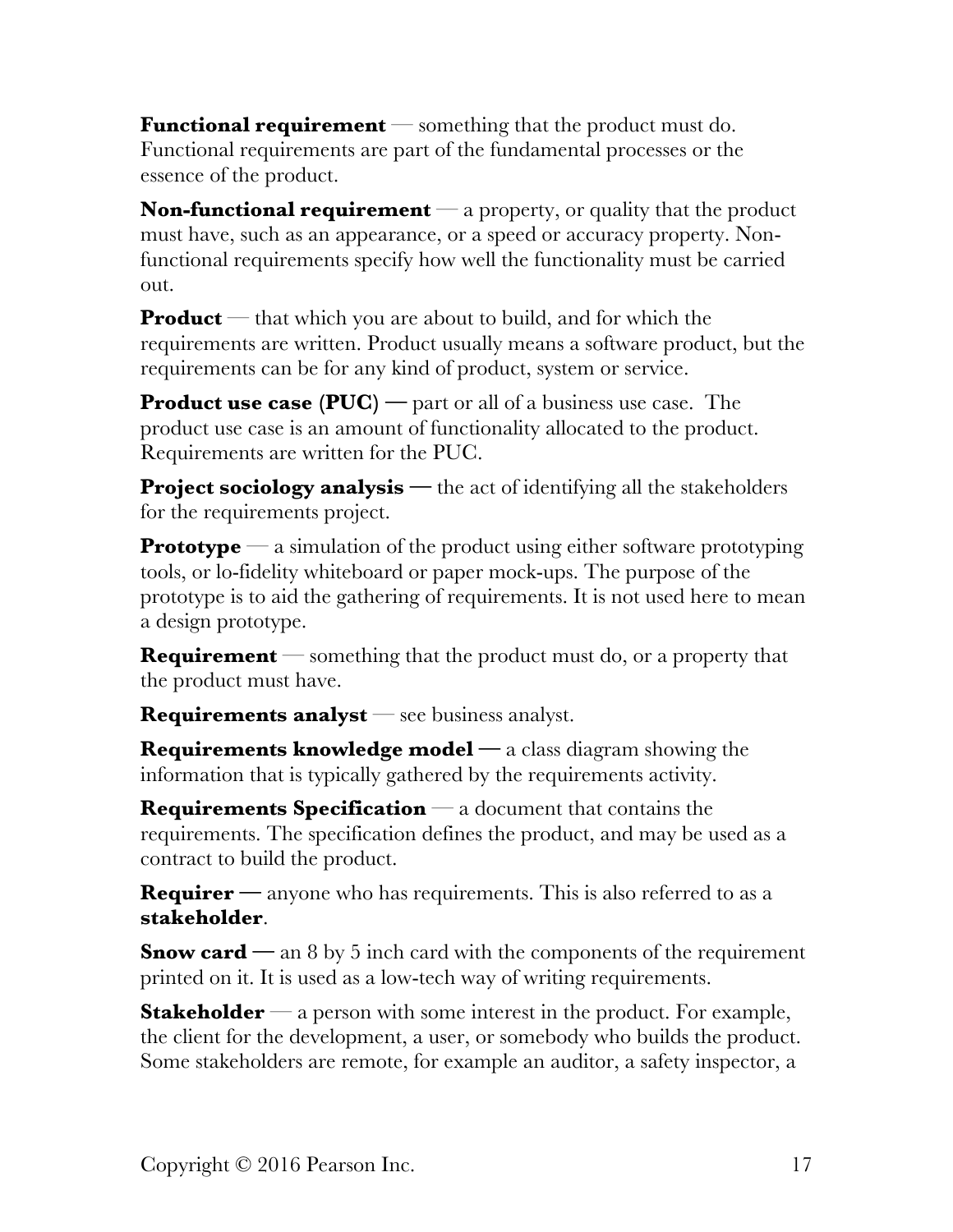**Functional requirement** — something that the product must do. Functional requirements are part of the fundamental processes or the essence of the product.

**Non-functional requirement** — a property, or quality that the product must have, such as an appearance, or a speed or accuracy property. Non-functional requirements specify how well the functionality must be carried out.

**Product** — that which you are about to build, and for which the requirements are written. Product usually means a software product, but the requirements can be for any kind of product, system or service.

**Product use case (PUC) —** part or all of a business use case. The product use case is an amount of functionality allocated to the product. Requirements are written for the PUC.

**Project sociology analysis —** the act of identifying all the stakeholders for the requirements project.

**Prototype** — a simulation of the product using either software prototyping tools, or lo-fidelity whiteboard or paper mock-ups. The purpose of the prototype is to aid the gathering of requirements. It is not used here to mean a design prototype.

**Requirement** — something that the product must do, or a property that the product must have.

**Requirements analyst** — see business analyst.

**Requirements knowledge model —** a class diagram showing the information that is typically gathered by the requirements activity.

**Requirements Specification** — a document that contains the requirements. The specification defines the product, and may be used as a contract to build the product.

**Requirer —** anyone who has requirements. This is also referred to as a **stakeholder**.

**Snow card —** an 8 by 5 inch card with the components of the requirement printed on it. It is used as a low-tech way of writing requirements.

**Stakeholder** — a person with some interest in the product. For example, the client for the development, a user, or somebody who builds the product. Some stakeholders are remote, for example an auditor, a safety inspector, a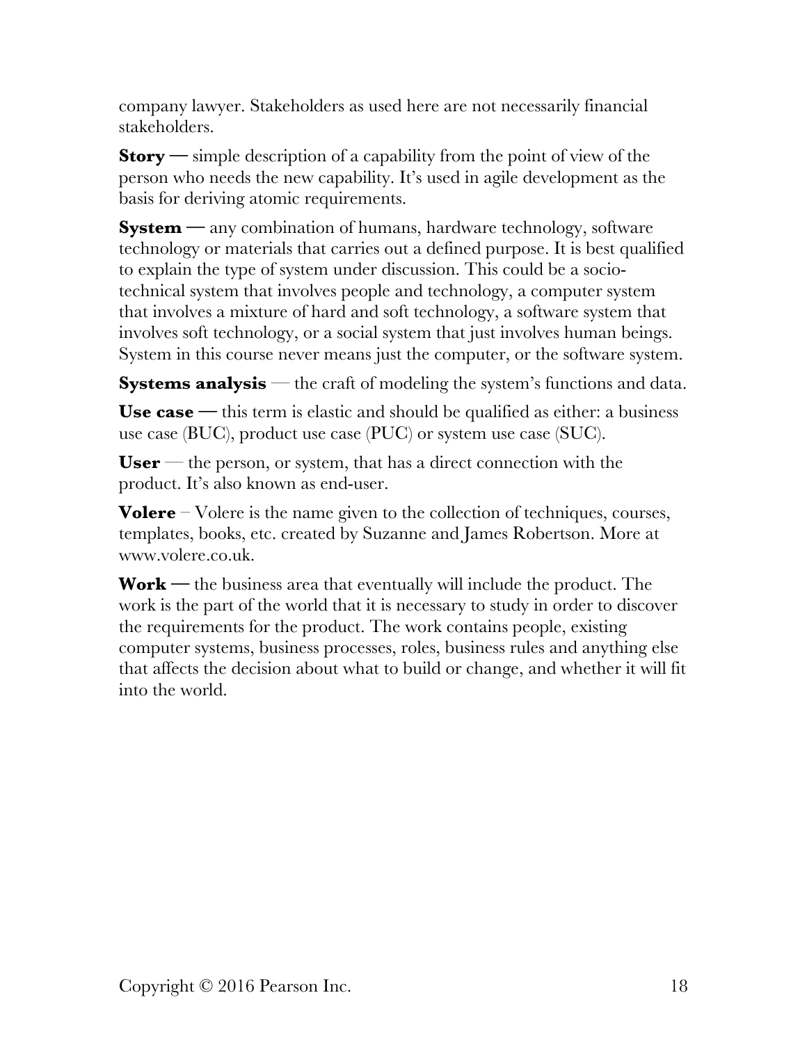company lawyer. Stakeholders as used here are not necessarily financial stakeholders.

**Story —** simple description of a capability from the point of view of the person who needs the new capability. It's used in agile development as the basis for deriving atomic requirements.

**System —** any combination of humans, hardware technology, software technology or materials that carries out a defined purpose. It is best qualified to explain the type of system under discussion. This could be a socio-technical system that involves people and technology, a computer system that involves a mixture of hard and soft technology, a software system that involves soft technology, or a social system that just involves human beings. System in this course never means just the computer, or the software system.

**Systems analysis** — the craft of modeling the system's functions and data.

**Use case —** this term is elastic and should be qualified as either: a business use case (BUC), product use case (PUC) or system use case (SUC).

**User** — the person, or system, that has a direct connection with the product. It's also known as end-user.

**Volere** – Volere is the name given to the collection of techniques, courses, templates, books, etc. created by Suzanne and James Robertson. More at www.volere.co.uk.

**Work —** the business area that eventually will include the product. The work is the part of the world that it is necessary to study in order to discover the requirements for the product. The work contains people, existing computer systems, business processes, roles, business rules and anything else that affects the decision about what to build or change, and whether it will fit into the world.

Copyright © 2016 Pearson Inc.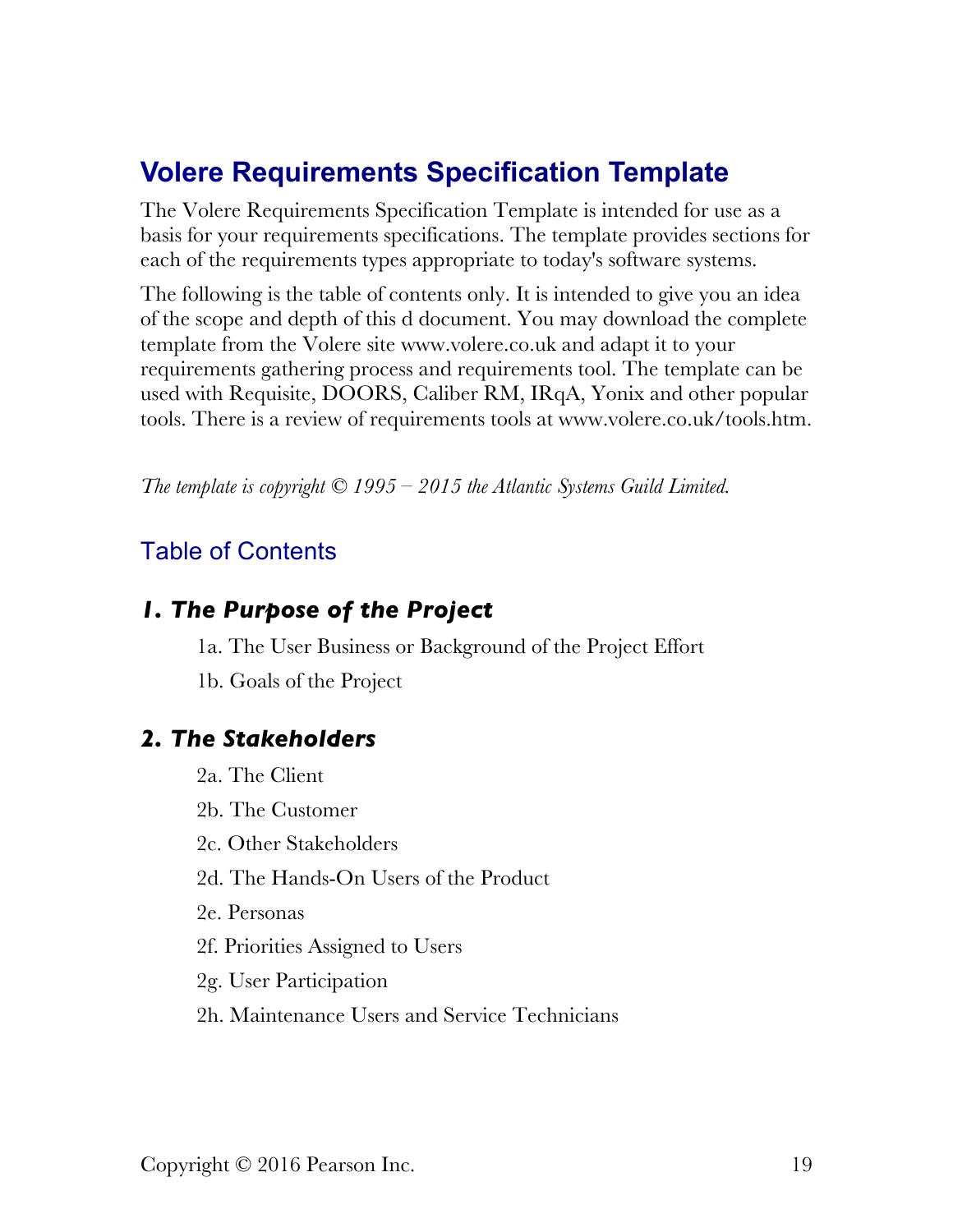# Volere Requirements Specification Template

The Volere Requirements Specification Template is intended for use as a basis for your requirements specifications. The template provides sections for each of the requirements types appropriate to today's software systems.

The following is the table of contents only. It is intended to give you an idea of the scope and depth of this d document. You may download the complete template from the Volere site www.volere.co.uk and adapt it to your requirements gathering process and requirements tool. The template can be used with Requisite, DOORS, Caliber RM, IRqA, Yonix and other popular tools. There is a review of requirements tools at www.volere.co.uk/tools.htm.

*The template is copyright © 1995 – 2015 the Atlantic Systems Guild Limited.*

## Table of Contents

### *1. The Purpose of the Project*

1a. The User Business or Background of the Project Effort

1b. Goals of the Project

### *2. The Stakeholders*

2a. The Client

2b. The Customer

2c. Other Stakeholders

2d. The Hands-On Users of the Product

2e. Personas

2f. Priorities Assigned to Users

2g. User Participation

2h. Maintenance Users and Service Technicians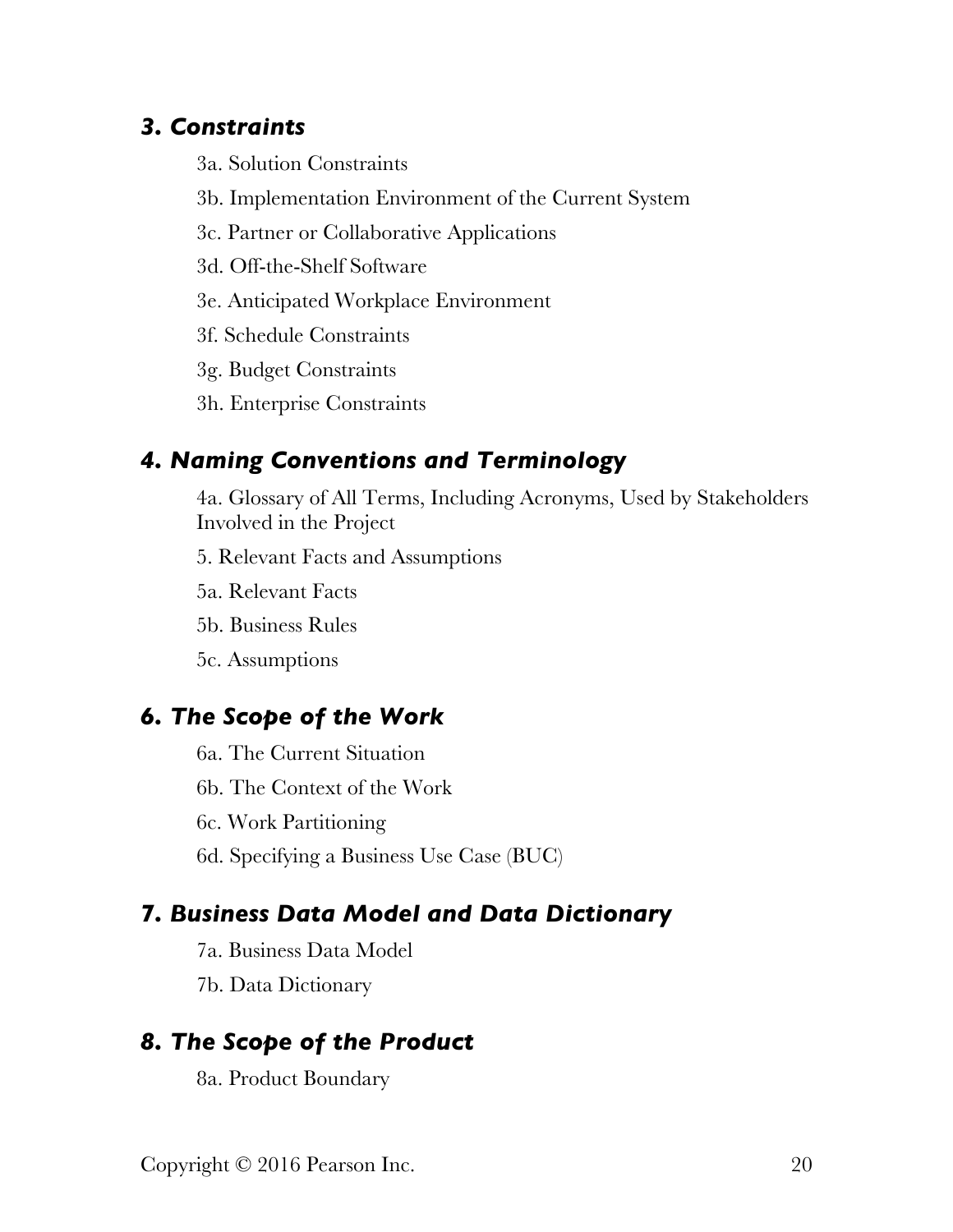### *3. Constraints*

3a. Solution Constraints

3b. Implementation Environment of the Current System

3c. Partner or Collaborative Applications

3d. Off-the-Shelf Software

3e. Anticipated Workplace Environment

3f. Schedule Constraints

3g. Budget Constraints

3h. Enterprise Constraints

### *4. Naming Conventions and Terminology*

4a. Glossary of All Terms, Including Acronyms, Used by Stakeholders Involved in the Project

5. Relevant Facts and Assumptions

5a. Relevant Facts

5b. Business Rules

5c. Assumptions

### *6. The Scope of the Work*

6a. The Current Situation

6b. The Context of the Work

6c. Work Partitioning

6d. Specifying a Business Use Case (BUC)

### *7. Business Data Model and Data Dictionary*

7a. Business Data Model

7b. Data Dictionary

### *8. The Scope of the Product*

8a. Product Boundary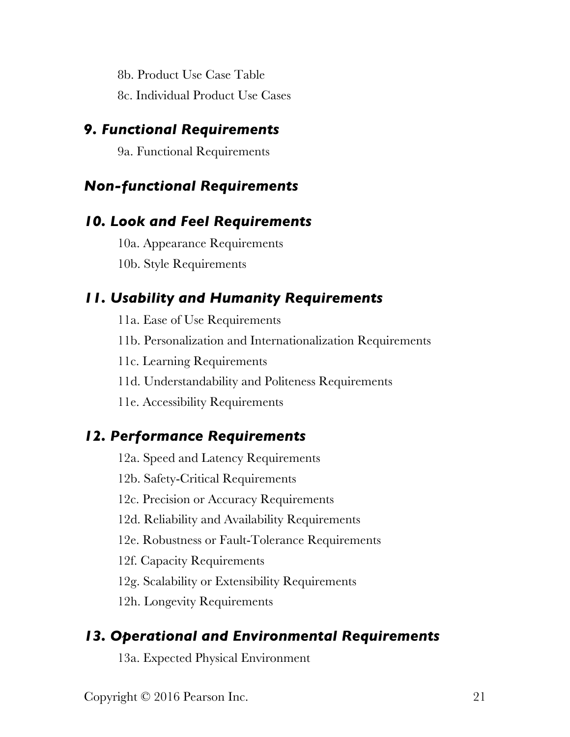8b. Product Use Case Table

8c. Individual Product Use Cases

## *9. Functional Requirements*

9a. Functional Requirements

## *Non-functional Requirements*

## *10. Look and Feel Requirements*

10a. Appearance Requirements

10b. Style Requirements

## *11. Usability and Humanity Requirements*

11a. Ease of Use Requirements

11b. Personalization and Internationalization Requirements

11c. Learning Requirements

11d. Understandability and Politeness Requirements

11e. Accessibility Requirements

## *12. Performance Requirements*

12a. Speed and Latency Requirements

12b. Safety-Critical Requirements

12c. Precision or Accuracy Requirements

12d. Reliability and Availability Requirements

12e. Robustness or Fault-Tolerance Requirements

12f. Capacity Requirements

12g. Scalability or Extensibility Requirements

12h. Longevity Requirements

## *13. Operational and Environmental Requirements*

13a. Expected Physical Environment

Copyright © 2016 Pearson Inc.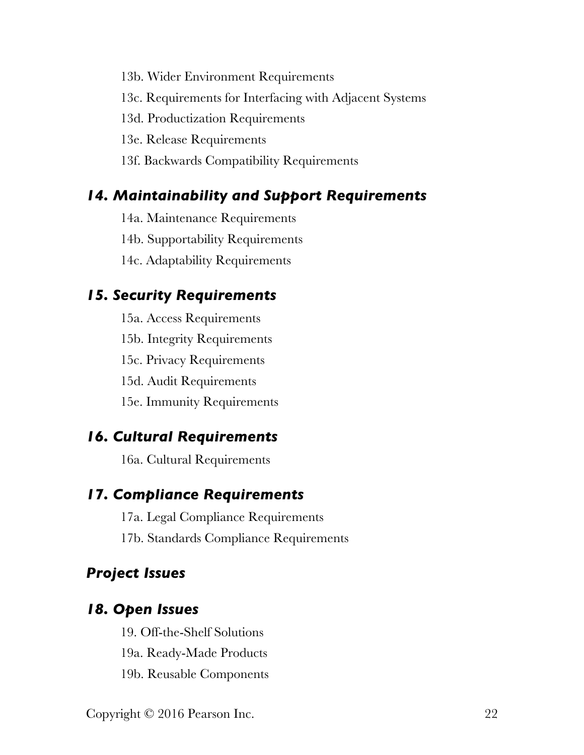13b. Wider Environment Requirements

13c. Requirements for Interfacing with Adjacent Systems

13d. Productization Requirements

13e. Release Requirements

13f. Backwards Compatibility Requirements

### *14. Maintainability and Support Requirements*

14a. Maintenance Requirements

14b. Supportability Requirements

14c. Adaptability Requirements

### *15. Security Requirements*

15a. Access Requirements

15b. Integrity Requirements

15c. Privacy Requirements

15d. Audit Requirements

15e. Immunity Requirements

### *16. Cultural Requirements*

16a. Cultural Requirements

### *17. Compliance Requirements*

17a. Legal Compliance Requirements

17b. Standards Compliance Requirements

## *Project Issues*

### *18. Open Issues*

19. Off-the-Shelf Solutions

19a. Ready-Made Products

19b. Reusable Components

Copyright © 2016 Pearson Inc.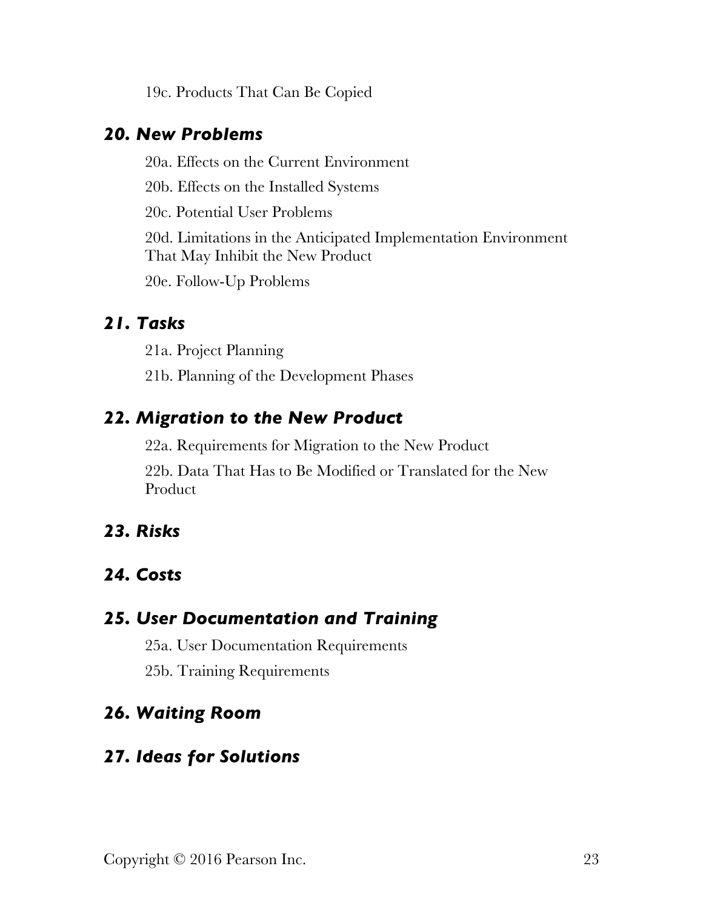19c. Products That Can Be Copied

## *20. New Problems*

20a. Effects on the Current Environment

20b. Effects on the Installed Systems

20c. Potential User Problems

20d. Limitations in the Anticipated Implementation Environment That May Inhibit the New Product

20e. Follow-Up Problems

## *21. Tasks*

21a. Project Planning

21b. Planning of the Development Phases

## *22. Migration to the New Product*

22a. Requirements for Migration to the New Product

22b. Data That Has to Be Modified or Translated for the New Product

## *23. Risks*

## *24. Costs*

## *25. User Documentation and Training*

25a. User Documentation Requirements

25b. Training Requirements

## *26. Waiting Room*

## *27. Ideas for Solutions*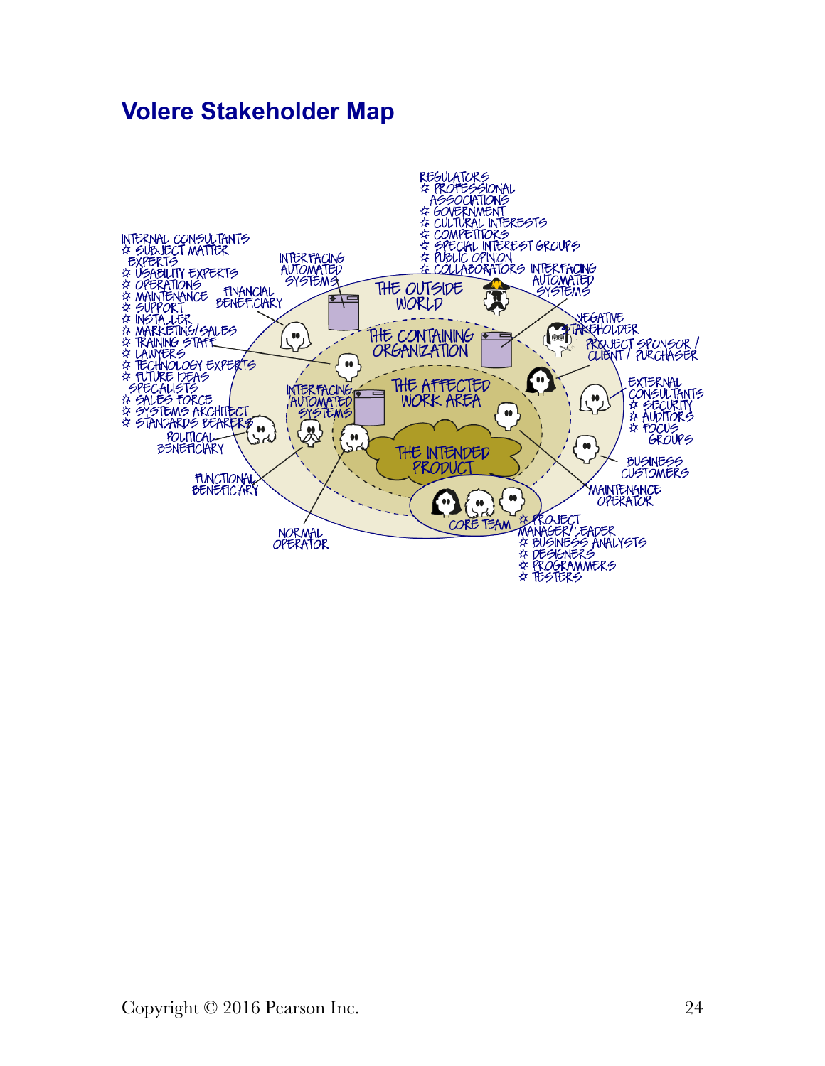# Volere Stakeholder Map

REGULATORS
- PROFESSIONAL ASSOCIATIONS
- GOVERNMENT
- CULTURAL INTERESTS
- COMPETITORS
- SPECIAL INTEREST GROUPS
- PUBLIC OPINION
- COLLABORATORS

INTERNAL CONSULTANTS
- SUBJECT MATTER EXPERTS
- USABILITY EXPERTS
- OPERATIONS
- MAINTENANCE
- SUPPORT
- INSTALLER
- MARKETING/SALES
- TRAINING STAFF
- LAWYERS
- TECHNOLOGY EXPERTS
- FUTURE IDEAS SPECIALISTS
- SALES FORCE
- SYSTEMS ARCHITECT
- STANDARDS BEARERS

INTERFACING AUTOMATED SYSTEMS

FINANCIAL BENEFICIARY

THE OUTSIDE WORLD

INTERFACING AUTOMATED SYSTEMS

NEGATIVE STAKEHOLDER

PROJECT SPONSOR / CLIENT / PURCHASER

THE CONTAINING ORGANIZATION

INTERFACING AUTOMATED SYSTEMS

THE AFFECTED WORK AREA

EXTERNAL CONSULTANTS
- SECURITY
- AUDITORS
- FOCUS GROUPS

POLITICAL BENEFICIARY

THE INTENDED PRODUCT

BUSINESS CUSTOMERS

FUNCTIONAL BENEFICIARY

MAINTENANCE OPERATOR

CORE TEAM
- PROJECT MANAGER/LEADER
- BUSINESS ANALYSTS
- DESIGNERS
- PROGRAMMERS
- TESTERS

NORMAL OPERATOR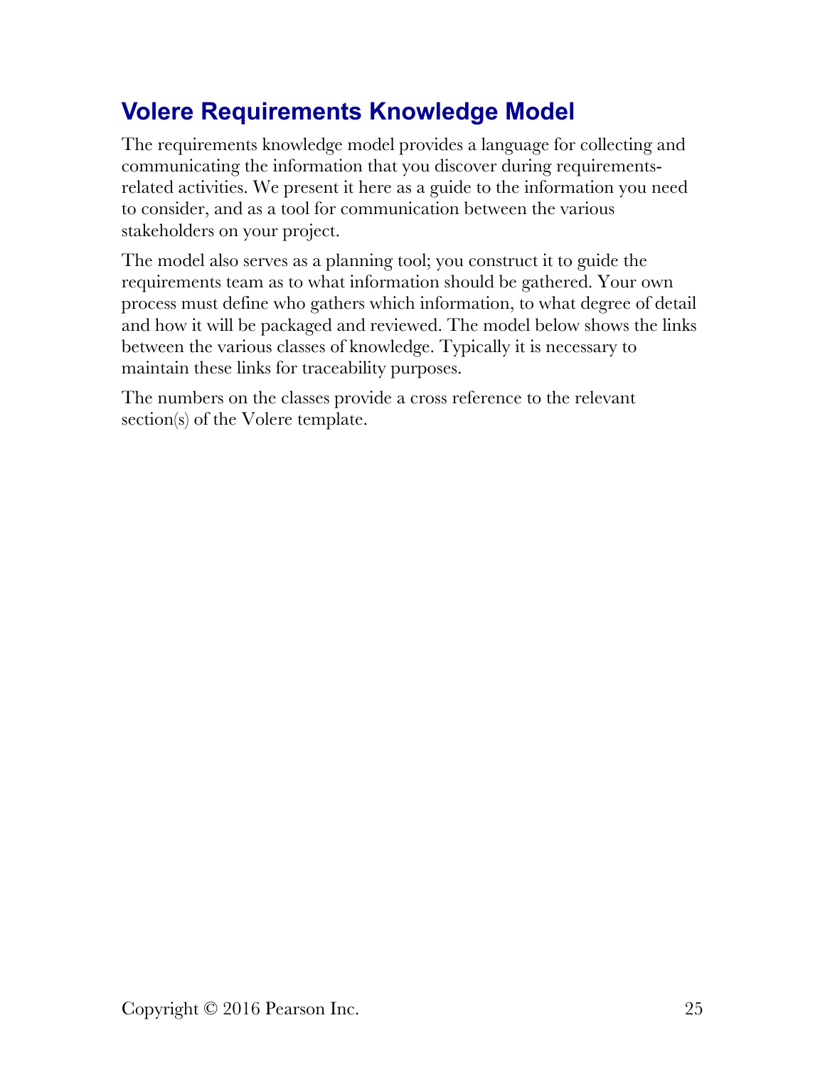## Volere Requirements Knowledge Model

The requirements knowledge model provides a language for collecting and communicating the information that you discover during requirements-related activities. We present it here as a guide to the information you need to consider, and as a tool for communication between the various stakeholders on your project.

The model also serves as a planning tool; you construct it to guide the requirements team as to what information should be gathered. Your own process must define who gathers which information, to what degree of detail and how it will be packaged and reviewed. The model below shows the links between the various classes of knowledge. Typically it is necessary to maintain these links for traceability purposes.

The numbers on the classes provide a cross reference to the relevant section(s) of the Volere template.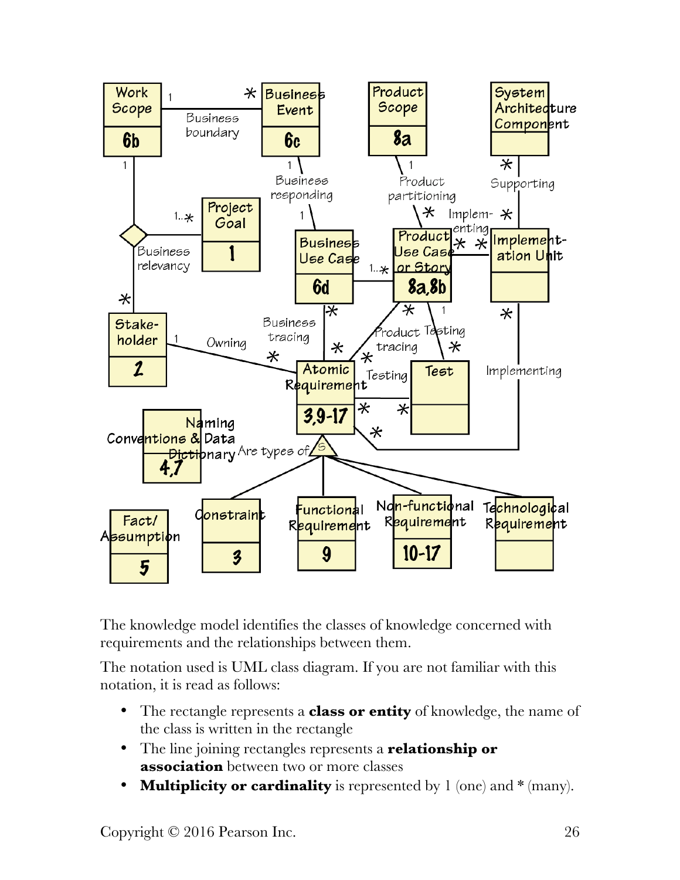The knowledge model identifies the classes of knowledge concerned with requirements and the relationships between them.

The notation used is UML class diagram. If you are not familiar with this notation, it is read as follows:

- The rectangle represents a **class or entity** of knowledge, the name of the class is written in the rectangle
- The line joining rectangles represents a **relationship or association** between two or more classes
- **Multiplicity or cardinality** is represented by 1 (one) and * (many).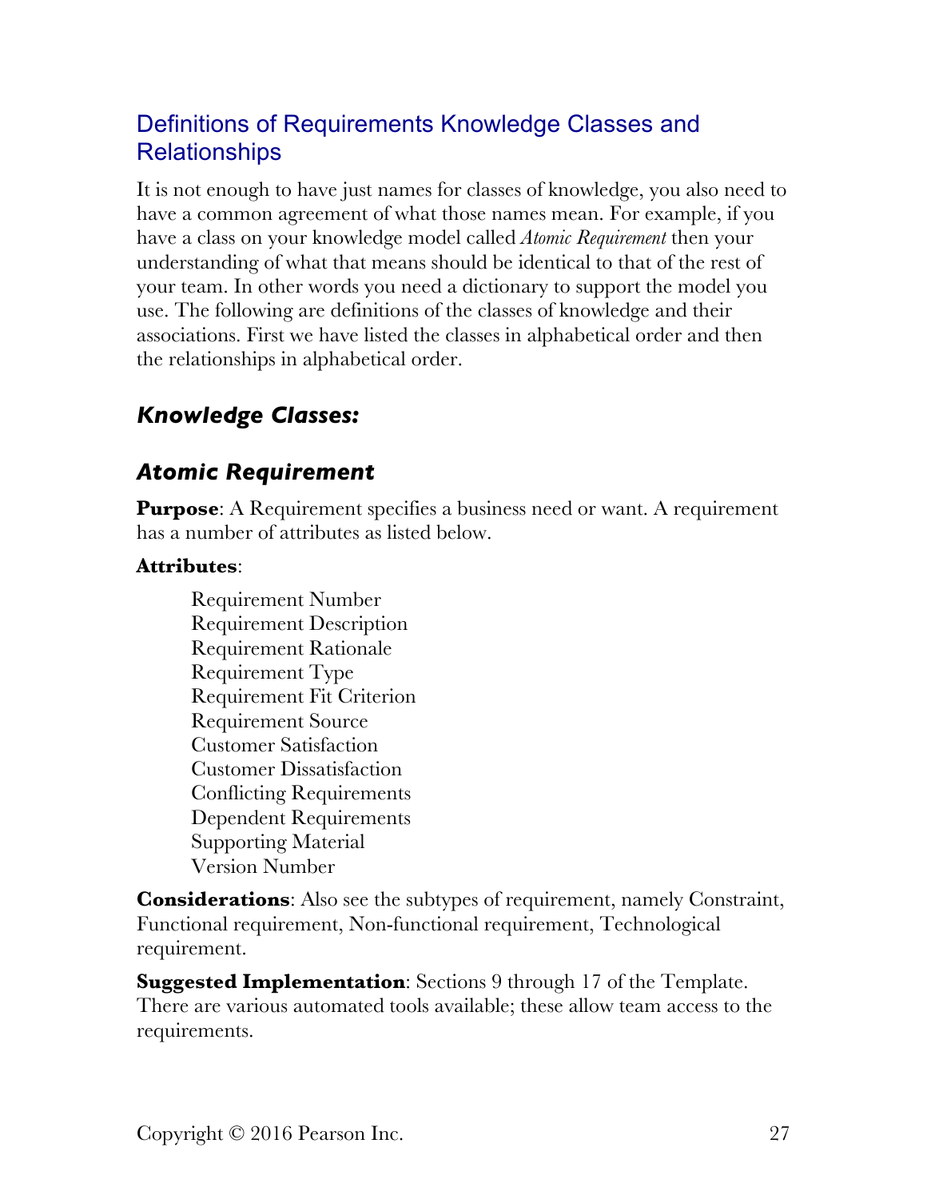## Definitions of Requirements Knowledge Classes and Relationships

It is not enough to have just names for classes of knowledge, you also need to have a common agreement of what those names mean. For example, if you have a class on your knowledge model called *Atomic Requirement* then your understanding of what that means should be identical to that of the rest of your team. In other words you need a dictionary to support the model you use. The following are definitions of the classes of knowledge and their associations. First we have listed the classes in alphabetical order and then the relationships in alphabetical order.

### *Knowledge Classes:*

### *Atomic Requirement*

**Purpose**: A Requirement specifies a business need or want. A requirement has a number of attributes as listed below.

**Attributes**:

- Requirement Number
- Requirement Description
- Requirement Rationale
- Requirement Type
- Requirement Fit Criterion
- Requirement Source
- Customer Satisfaction
- Customer Dissatisfaction
- Conflicting Requirements
- Dependent Requirements
- Supporting Material
- Version Number

**Considerations**: Also see the subtypes of requirement, namely Constraint, Functional requirement, Non-functional requirement, Technological requirement.

**Suggested Implementation**: Sections 9 through 17 of the Template. There are various automated tools available; these allow team access to the requirements.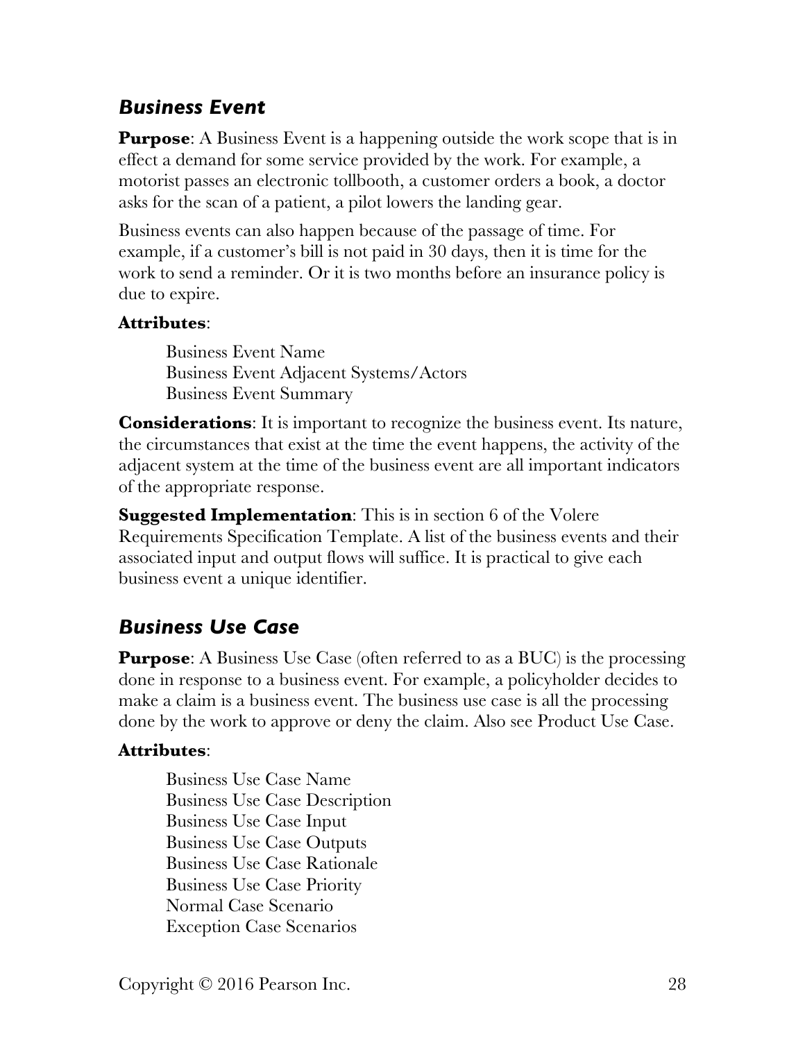### *Business Event*

**Purpose**: A Business Event is a happening outside the work scope that is in effect a demand for some service provided by the work. For example, a motorist passes an electronic tollbooth, a customer orders a book, a doctor asks for the scan of a patient, a pilot lowers the landing gear.

Business events can also happen because of the passage of time. For example, if a customer's bill is not paid in 30 days, then it is time for the work to send a reminder. Or it is two months before an insurance policy is due to expire.

**Attributes**:

Business Event Name
Business Event Adjacent Systems/Actors
Business Event Summary

**Considerations**: It is important to recognize the business event. Its nature, the circumstances that exist at the time the event happens, the activity of the adjacent system at the time of the business event are all important indicators of the appropriate response.

**Suggested Implementation**: This is in section 6 of the Volere Requirements Specification Template. A list of the business events and their associated input and output flows will suffice. It is practical to give each business event a unique identifier.

### *Business Use Case*

**Purpose**: A Business Use Case (often referred to as a BUC) is the processing done in response to a business event. For example, a policyholder decides to make a claim is a business event. The business use case is all the processing done by the work to approve or deny the claim. Also see Product Use Case.

**Attributes**:

Business Use Case Name
Business Use Case Description
Business Use Case Input
Business Use Case Outputs
Business Use Case Rationale
Business Use Case Priority
Normal Case Scenario
Exception Case Scenarios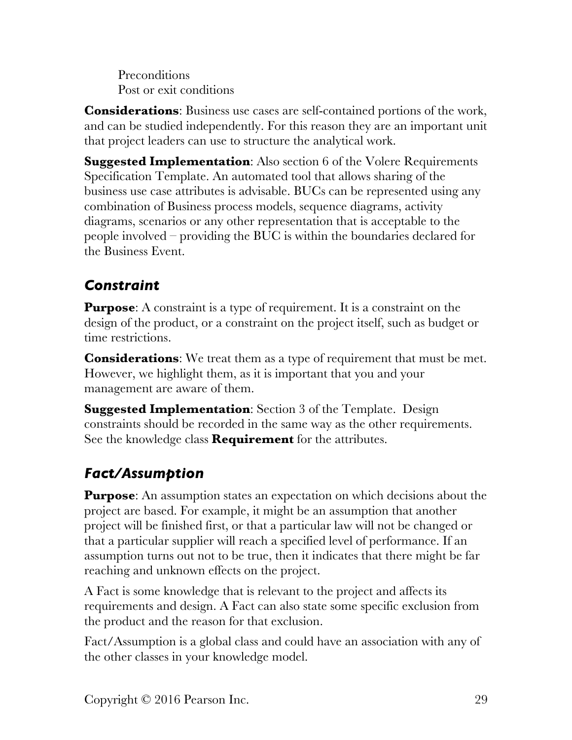Preconditions
Post or exit conditions

**Considerations**: Business use cases are self-contained portions of the work, and can be studied independently. For this reason they are an important unit that project leaders can use to structure the analytical work.

**Suggested Implementation**: Also section 6 of the Volere Requirements Specification Template. An automated tool that allows sharing of the business use case attributes is advisable. BUCs can be represented using any combination of Business process models, sequence diagrams, activity diagrams, scenarios or any other representation that is acceptable to the people involved – providing the BUC is within the boundaries declared for the Business Event.

## *Constraint*

**Purpose**: A constraint is a type of requirement. It is a constraint on the design of the product, or a constraint on the project itself, such as budget or time restrictions.

**Considerations**: We treat them as a type of requirement that must be met. However, we highlight them, as it is important that you and your management are aware of them.

**Suggested Implementation**: Section 3 of the Template. Design constraints should be recorded in the same way as the other requirements. See the knowledge class **Requirement** for the attributes.

## *Fact/Assumption*

**Purpose**: An assumption states an expectation on which decisions about the project are based. For example, it might be an assumption that another project will be finished first, or that a particular law will not be changed or that a particular supplier will reach a specified level of performance. If an assumption turns out not to be true, then it indicates that there might be far reaching and unknown effects on the project.

A Fact is some knowledge that is relevant to the project and affects its requirements and design. A Fact can also state some specific exclusion from the product and the reason for that exclusion.

Fact/Assumption is a global class and could have an association with any of the other classes in your knowledge model.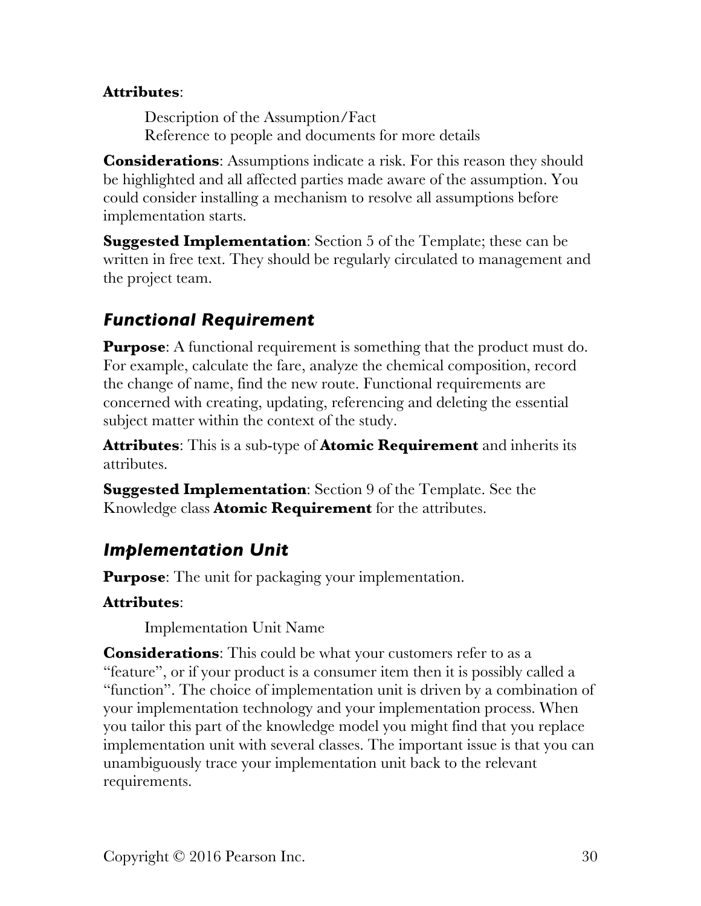**Attributes**:

Description of the Assumption/Fact
Reference to people and documents for more details

**Considerations**: Assumptions indicate a risk. For this reason they should be highlighted and all affected parties made aware of the assumption. You could consider installing a mechanism to resolve all assumptions before implementation starts.

**Suggested Implementation**: Section 5 of the Template; these can be written in free text. They should be regularly circulated to management and the project team.

### *Functional Requirement*

**Purpose**: A functional requirement is something that the product must do. For example, calculate the fare, analyze the chemical composition, record the change of name, find the new route. Functional requirements are concerned with creating, updating, referencing and deleting the essential subject matter within the context of the study.

**Attributes**: This is a sub-type of **Atomic Requirement** and inherits its attributes.

**Suggested Implementation**: Section 9 of the Template. See the Knowledge class **Atomic Requirement** for the attributes.

### *Implementation Unit*

**Purpose**: The unit for packaging your implementation.

**Attributes**:

Implementation Unit Name

**Considerations**: This could be what your customers refer to as a "feature", or if your product is a consumer item then it is possibly called a "function". The choice of implementation unit is driven by a combination of your implementation technology and your implementation process. When you tailor this part of the knowledge model you might find that you replace implementation unit with several classes. The important issue is that you can unambiguously trace your implementation unit back to the relevant requirements.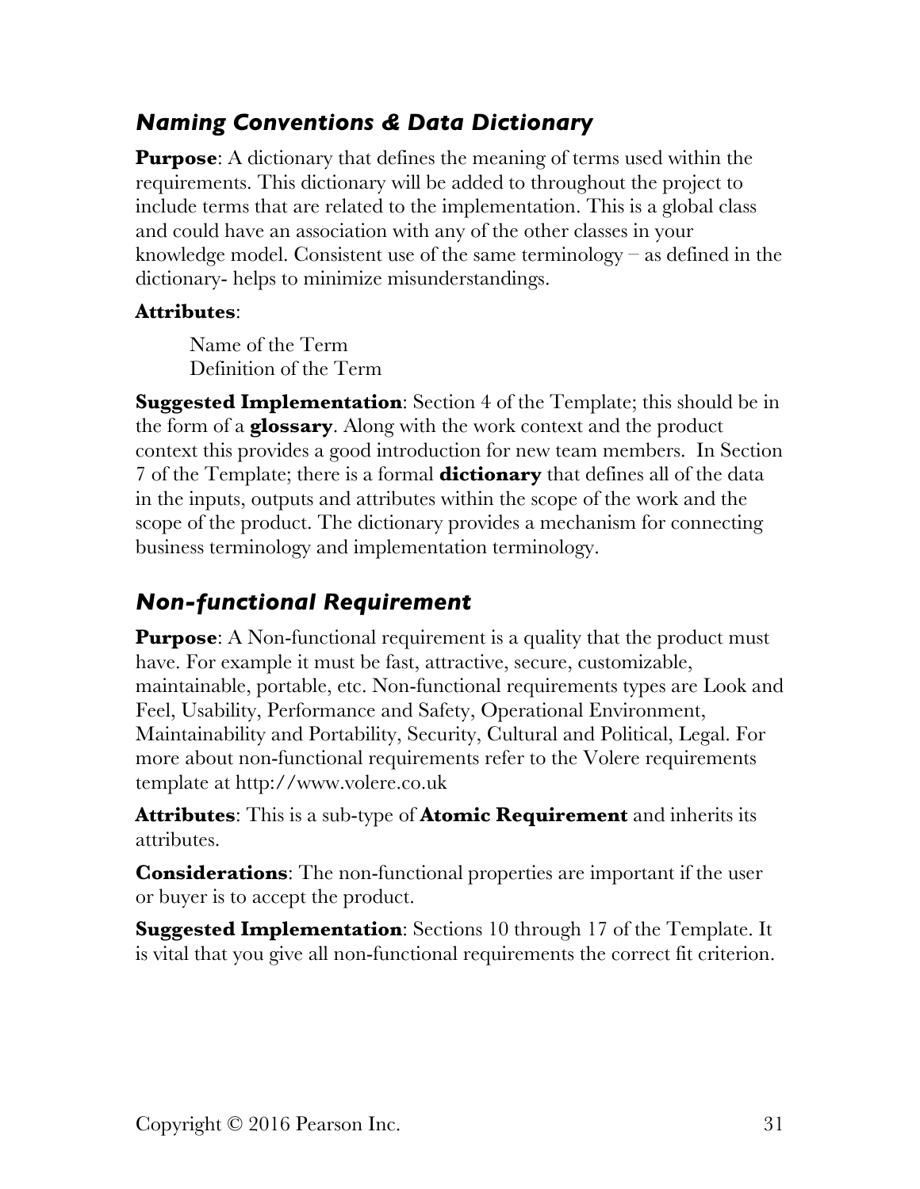### *Naming Conventions & Data Dictionary*

**Purpose**: A dictionary that defines the meaning of terms used within the requirements. This dictionary will be added to throughout the project to include terms that are related to the implementation. This is a global class and could have an association with any of the other classes in your knowledge model. Consistent use of the same terminology – as defined in the dictionary- helps to minimize misunderstandings.

**Attributes**:

Name of the Term
Definition of the Term

**Suggested Implementation**: Section 4 of the Template; this should be in the form of a **glossary**. Along with the work context and the product context this provides a good introduction for new team members. In Section 7 of the Template; there is a formal **dictionary** that defines all of the data in the inputs, outputs and attributes within the scope of the work and the scope of the product. The dictionary provides a mechanism for connecting business terminology and implementation terminology.

### *Non-functional Requirement*

**Purpose**: A Non-functional requirement is a quality that the product must have. For example it must be fast, attractive, secure, customizable, maintainable, portable, etc. Non-functional requirements types are Look and Feel, Usability, Performance and Safety, Operational Environment, Maintainability and Portability, Security, Cultural and Political, Legal. For more about non-functional requirements refer to the Volere requirements template at http://www.volere.co.uk

**Attributes**: This is a sub-type of **Atomic Requirement** and inherits its attributes.

**Considerations**: The non-functional properties are important if the user or buyer is to accept the product.

**Suggested Implementation**: Sections 10 through 17 of the Template. It is vital that you give all non-functional requirements the correct fit criterion.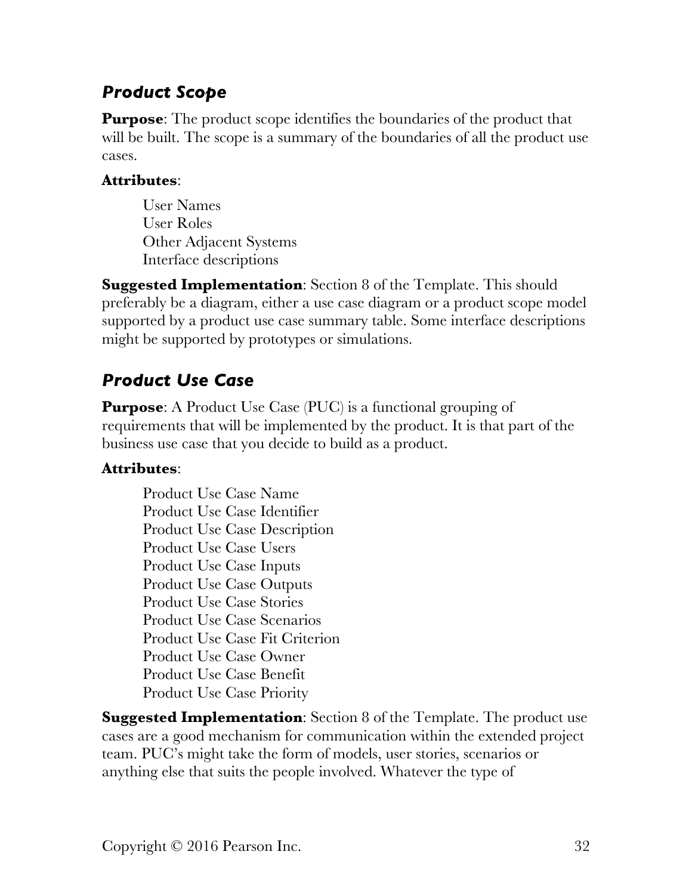### *Product Scope*

**Purpose**: The product scope identifies the boundaries of the product that will be built. The scope is a summary of the boundaries of all the product use cases.

**Attributes**:

User Names
User Roles
Other Adjacent Systems
Interface descriptions

**Suggested Implementation**: Section 8 of the Template. This should preferably be a diagram, either a use case diagram or a product scope model supported by a product use case summary table. Some interface descriptions might be supported by prototypes or simulations.

### *Product Use Case*

**Purpose**: A Product Use Case (PUC) is a functional grouping of requirements that will be implemented by the product. It is that part of the business use case that you decide to build as a product.

**Attributes**:

Product Use Case Name
Product Use Case Identifier
Product Use Case Description
Product Use Case Users
Product Use Case Inputs
Product Use Case Outputs
Product Use Case Stories
Product Use Case Scenarios
Product Use Case Fit Criterion
Product Use Case Owner
Product Use Case Benefit
Product Use Case Priority

**Suggested Implementation**: Section 8 of the Template. The product use cases are a good mechanism for communication within the extended project team. PUC's might take the form of models, user stories, scenarios or anything else that suits the people involved. Whatever the type of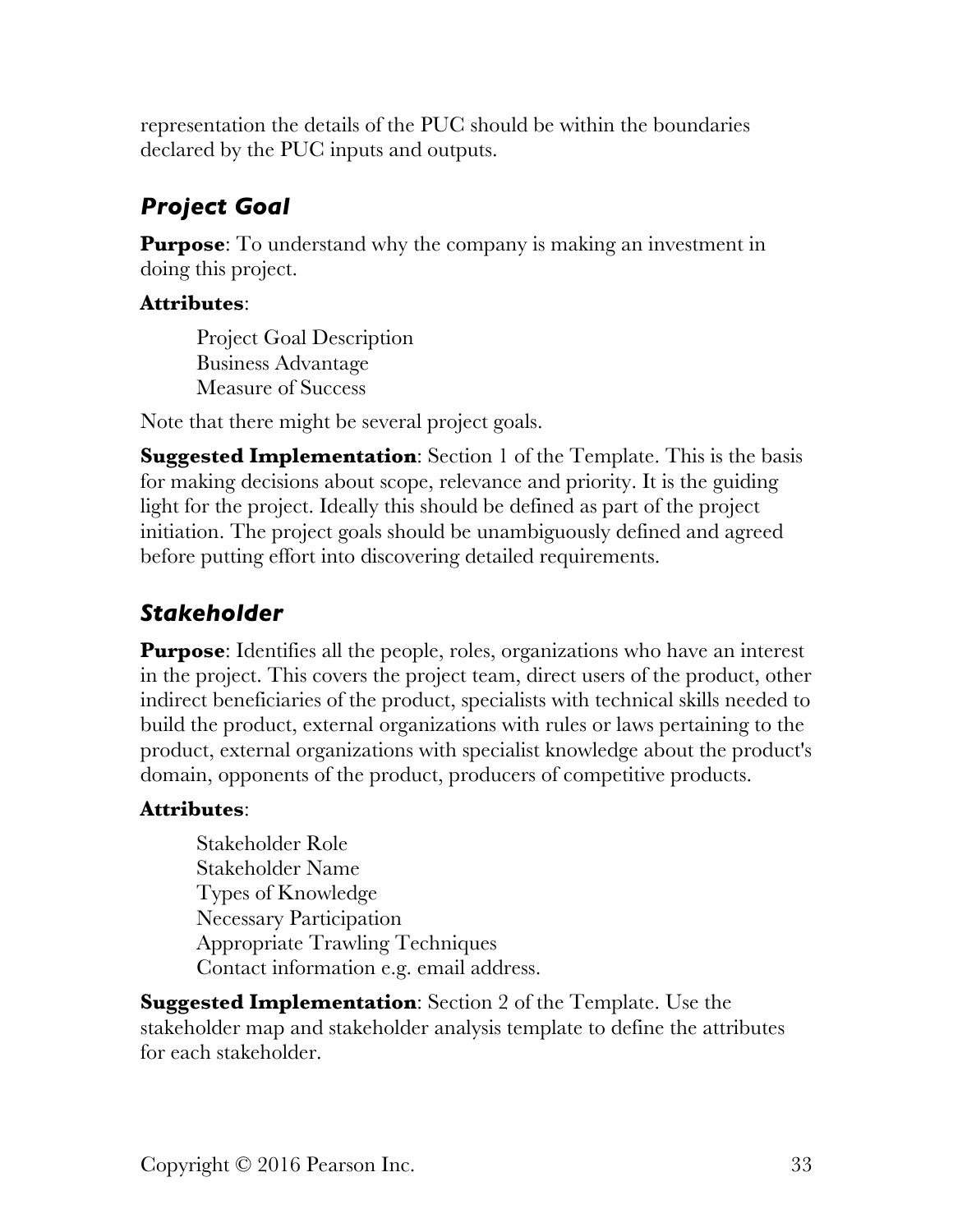representation the details of the PUC should be within the boundaries declared by the PUC inputs and outputs.

### *Project Goal*

**Purpose**: To understand why the company is making an investment in doing this project.

**Attributes**:

> Project Goal Description
> Business Advantage
> Measure of Success

Note that there might be several project goals.

**Suggested Implementation**: Section 1 of the Template. This is the basis for making decisions about scope, relevance and priority. It is the guiding light for the project. Ideally this should be defined as part of the project initiation. The project goals should be unambiguously defined and agreed before putting effort into discovering detailed requirements.

### *Stakeholder*

**Purpose**: Identifies all the people, roles, organizations who have an interest in the project. This covers the project team, direct users of the product, other indirect beneficiaries of the product, specialists with technical skills needed to build the product, external organizations with rules or laws pertaining to the product, external organizations with specialist knowledge about the product's domain, opponents of the product, producers of competitive products.

**Attributes**:

> Stakeholder Role
> Stakeholder Name
> Types of Knowledge
> Necessary Participation
> Appropriate Trawling Techniques
> Contact information e.g. email address.

**Suggested Implementation**: Section 2 of the Template. Use the stakeholder map and stakeholder analysis template to define the attributes for each stakeholder.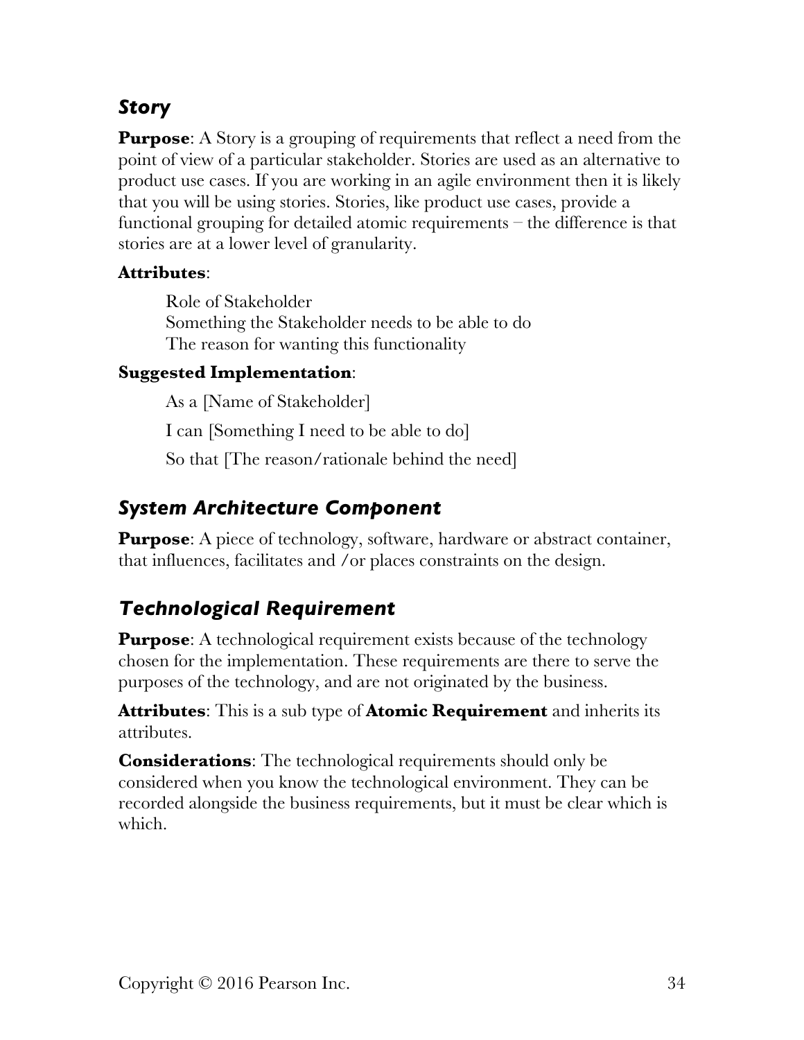### *Story*

**Purpose**: A Story is a grouping of requirements that reflect a need from the point of view of a particular stakeholder. Stories are used as an alternative to product use cases. If you are working in an agile environment then it is likely that you will be using stories. Stories, like product use cases, provide a functional grouping for detailed atomic requirements – the difference is that stories are at a lower level of granularity.

**Attributes**:

Role of Stakeholder
Something the Stakeholder needs to be able to do
The reason for wanting this functionality

**Suggested Implementation**:

As a [Name of Stakeholder]

I can [Something I need to be able to do]

So that [The reason/rationale behind the need]

### *System Architecture Component*

**Purpose**: A piece of technology, software, hardware or abstract container, that influences, facilitates and /or places constraints on the design.

### *Technological Requirement*

**Purpose**: A technological requirement exists because of the technology chosen for the implementation. These requirements are there to serve the purposes of the technology, and are not originated by the business.

**Attributes**: This is a sub type of **Atomic Requirement** and inherits its attributes.

**Considerations**: The technological requirements should only be considered when you know the technological environment. They can be recorded alongside the business requirements, but it must be clear which is which.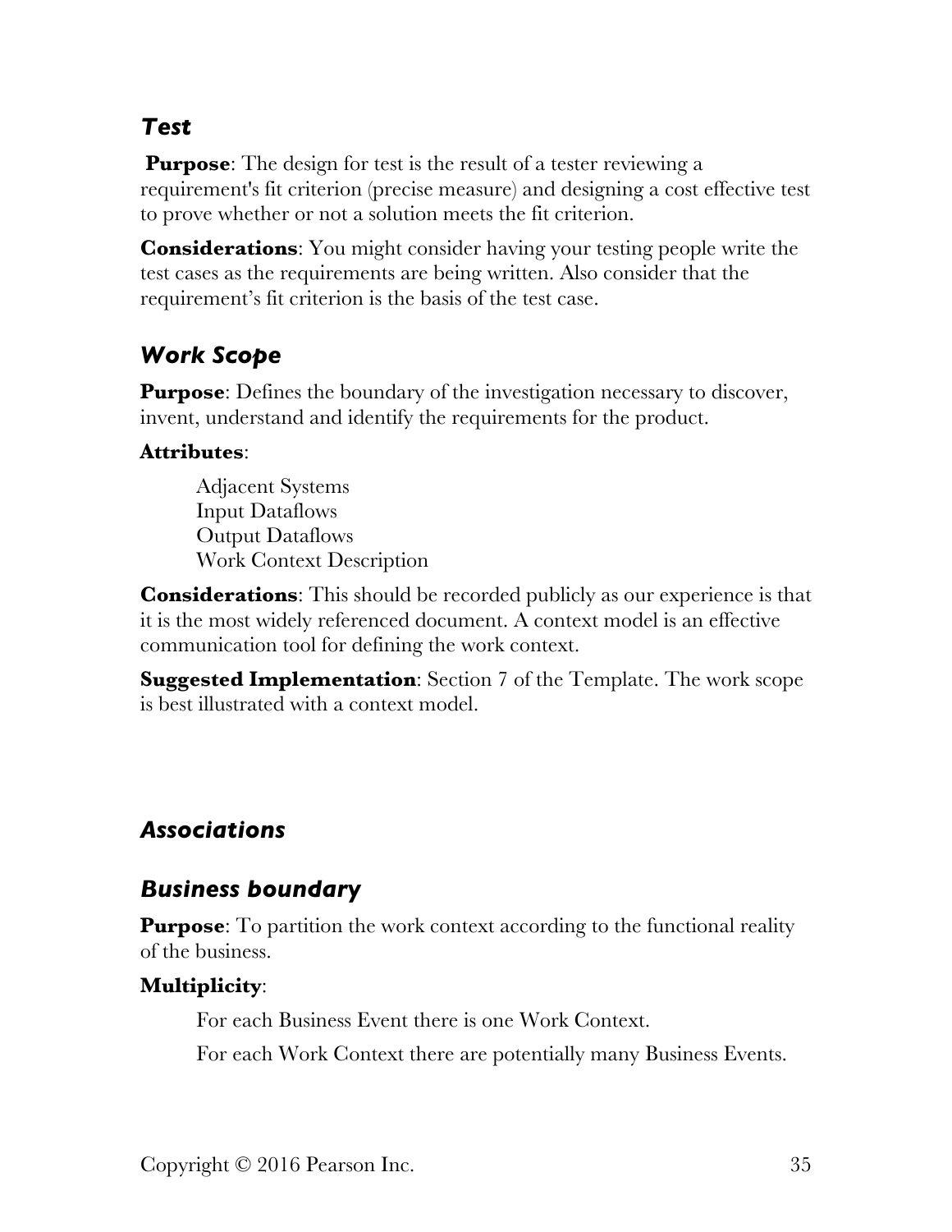### *Test*

**Purpose**: The design for test is the result of a tester reviewing a requirement's fit criterion (precise measure) and designing a cost effective test to prove whether or not a solution meets the fit criterion.

**Considerations**: You might consider having your testing people write the test cases as the requirements are being written. Also consider that the requirement's fit criterion is the basis of the test case.

### *Work Scope*

**Purpose**: Defines the boundary of the investigation necessary to discover, invent, understand and identify the requirements for the product.

**Attributes**:

- Adjacent Systems
- Input Dataflows
- Output Dataflows
- Work Context Description

**Considerations**: This should be recorded publicly as our experience is that it is the most widely referenced document. A context model is an effective communication tool for defining the work context.

**Suggested Implementation**: Section 7 of the Template. The work scope is best illustrated with a context model.

## *Associations*

### *Business boundary*

**Purpose**: To partition the work context according to the functional reality of the business.

**Multiplicity**:

For each Business Event there is one Work Context.

For each Work Context there are potentially many Business Events.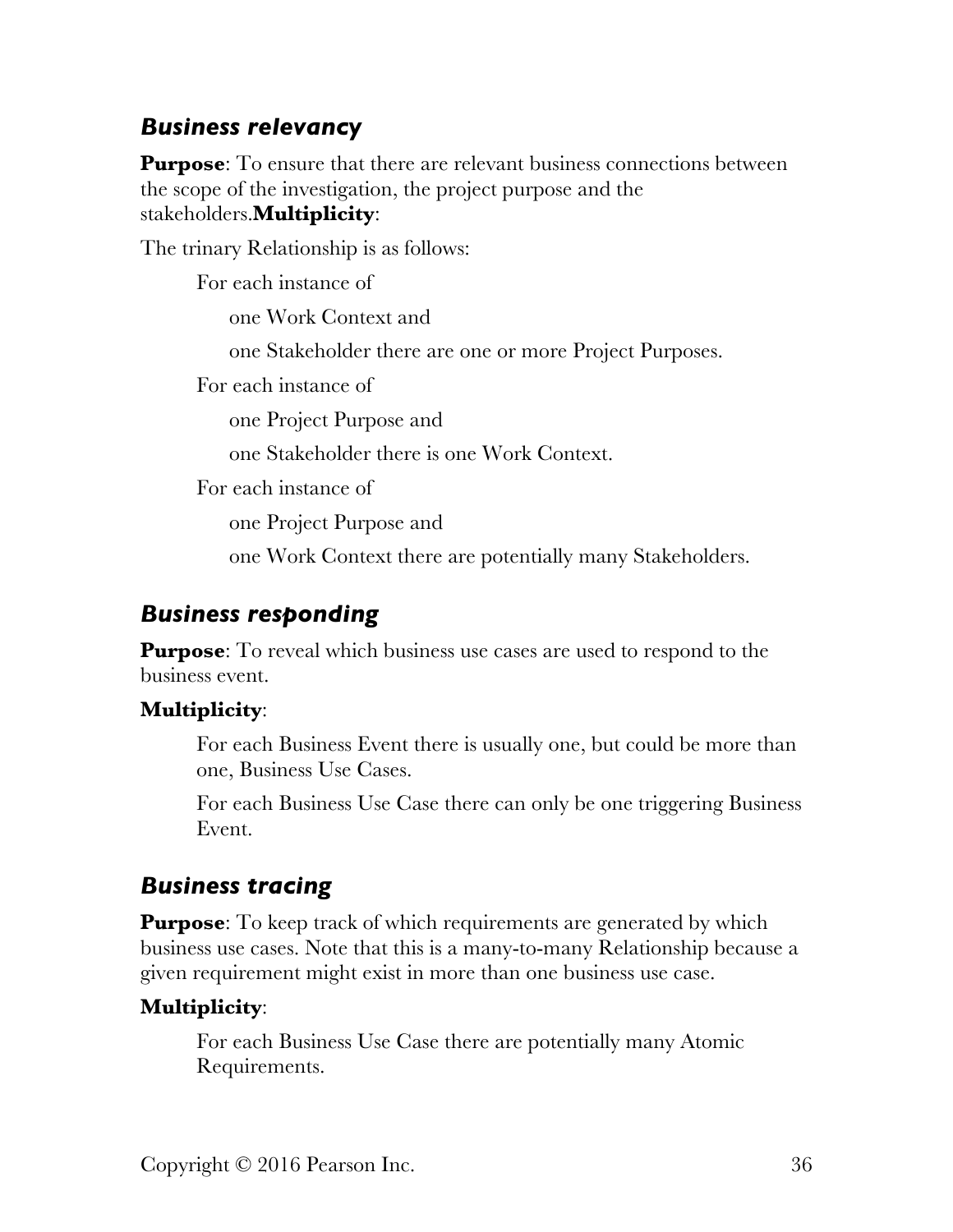### *Business relevancy*

**Purpose**: To ensure that there are relevant business connections between the scope of the investigation, the project purpose and the stakeholders.**Multiplicity**:

The trinary Relationship is as follows:

For each instance of

one Work Context and

one Stakeholder there are one or more Project Purposes.

For each instance of

one Project Purpose and

one Stakeholder there is one Work Context.

For each instance of

one Project Purpose and

one Work Context there are potentially many Stakeholders.

### *Business responding*

**Purpose**: To reveal which business use cases are used to respond to the business event.

**Multiplicity**:

For each Business Event there is usually one, but could be more than one, Business Use Cases.

For each Business Use Case there can only be one triggering Business Event.

### *Business tracing*

**Purpose**: To keep track of which requirements are generated by which business use cases. Note that this is a many-to-many Relationship because a given requirement might exist in more than one business use case.

**Multiplicity**:

For each Business Use Case there are potentially many Atomic Requirements.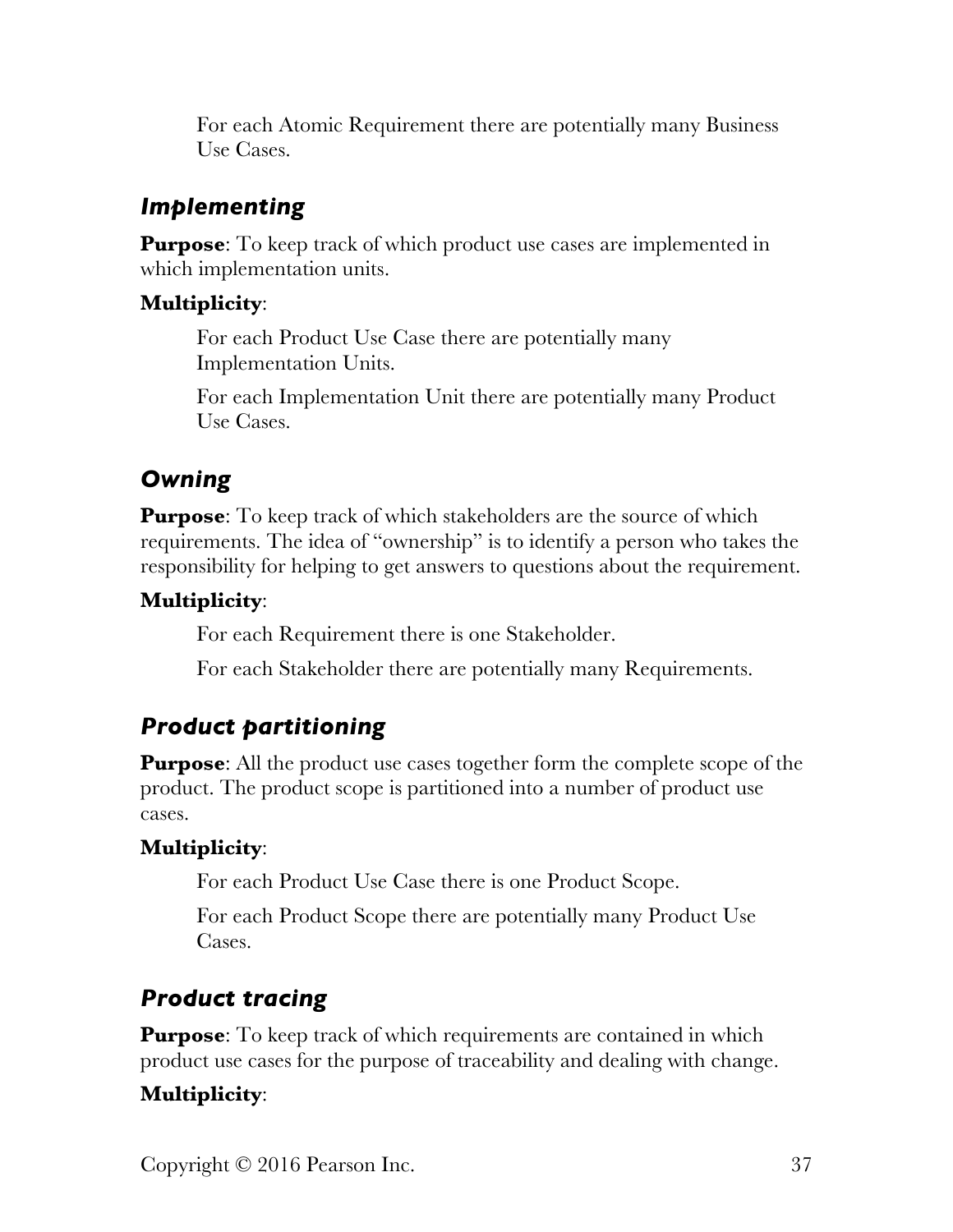For each Atomic Requirement there are potentially many Business Use Cases.

### *Implementing*

**Purpose**: To keep track of which product use cases are implemented in which implementation units.

**Multiplicity**:

For each Product Use Case there are potentially many Implementation Units.

For each Implementation Unit there are potentially many Product Use Cases.

### *Owning*

**Purpose**: To keep track of which stakeholders are the source of which requirements. The idea of "ownership" is to identify a person who takes the responsibility for helping to get answers to questions about the requirement.

**Multiplicity**:

For each Requirement there is one Stakeholder.

For each Stakeholder there are potentially many Requirements.

### *Product partitioning*

**Purpose**: All the product use cases together form the complete scope of the product. The product scope is partitioned into a number of product use cases.

**Multiplicity**:

For each Product Use Case there is one Product Scope.

For each Product Scope there are potentially many Product Use Cases.

### *Product tracing*

**Purpose**: To keep track of which requirements are contained in which product use cases for the purpose of traceability and dealing with change.

**Multiplicity**: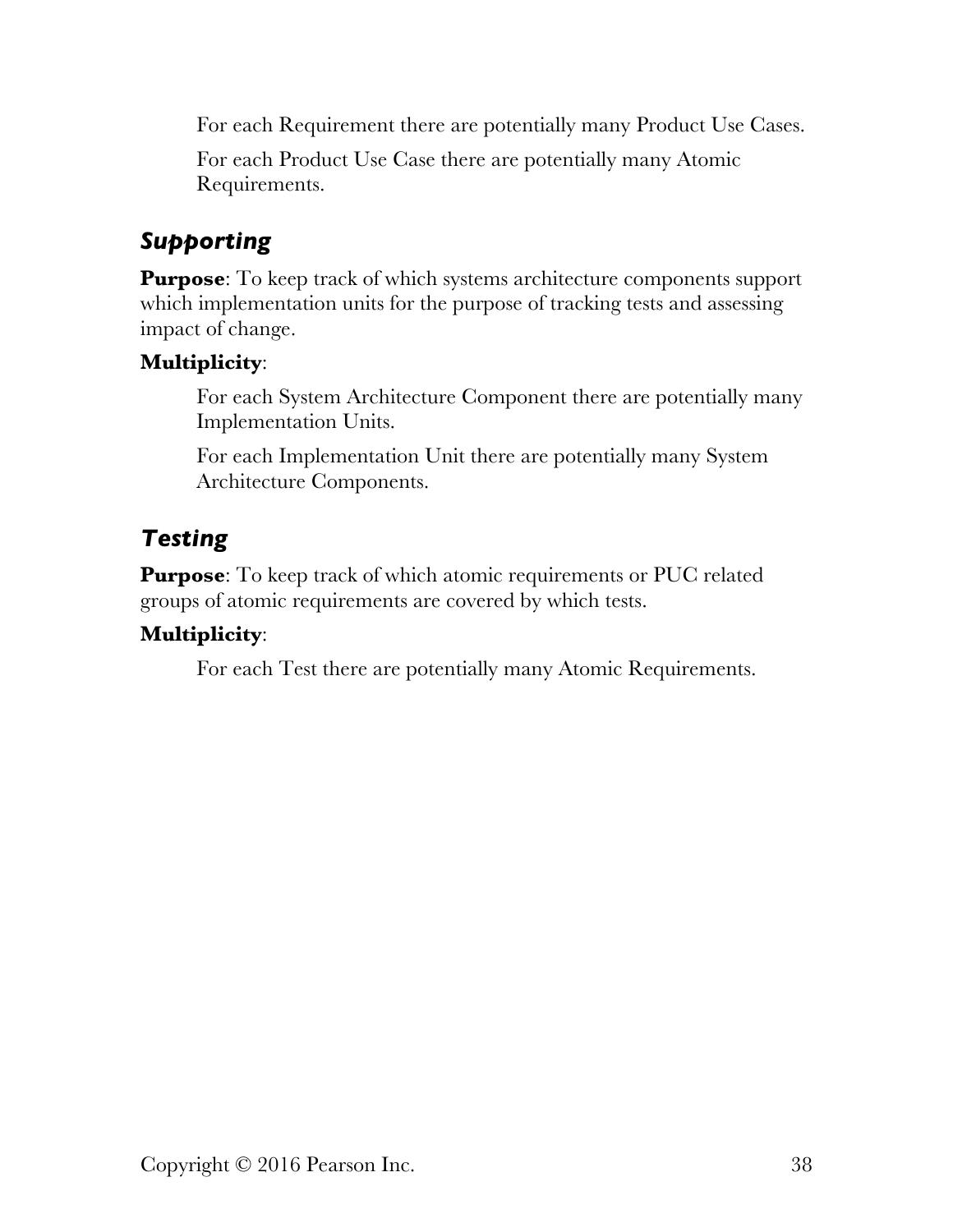For each Requirement there are potentially many Product Use Cases.

For each Product Use Case there are potentially many Atomic Requirements.

### *Supporting*

**Purpose**: To keep track of which systems architecture components support which implementation units for the purpose of tracking tests and assessing impact of change.

**Multiplicity**:

For each System Architecture Component there are potentially many Implementation Units.

For each Implementation Unit there are potentially many System Architecture Components.

### *Testing*

**Purpose**: To keep track of which atomic requirements or PUC related groups of atomic requirements are covered by which tests.

**Multiplicity**:

For each Test there are potentially many Atomic Requirements.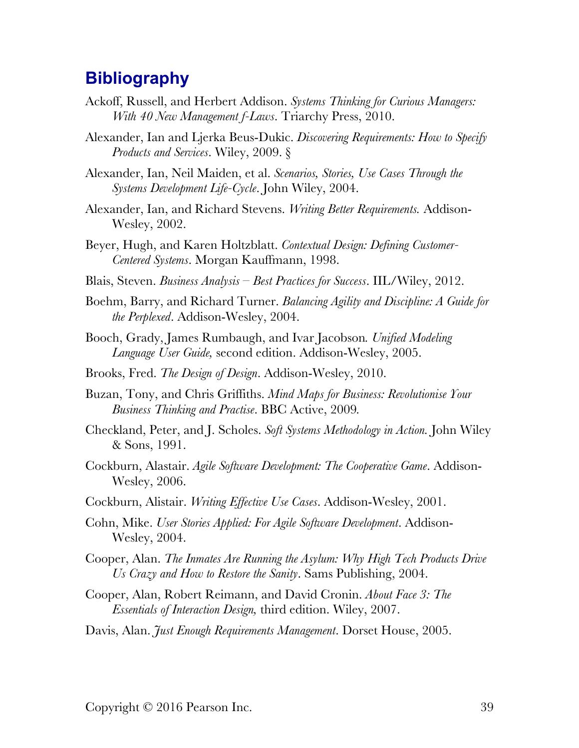## Bibliography

Ackoff, Russell, and Herbert Addison. *Systems Thinking for Curious Managers: With 40 New Management f-Laws*. Triarchy Press, 2010.

Alexander, Ian and Ljerka Beus-Dukic. *Discovering Requirements: How to Specify Products and Services*. Wiley, 2009. §

Alexander, Ian, Neil Maiden, et al. *Scenarios, Stories, Use Cases Through the Systems Development Life-Cycle*. John Wiley, 2004.

Alexander, Ian, and Richard Stevens. *Writing Better Requirements.* Addison-Wesley, 2002.

Beyer, Hugh, and Karen Holtzblatt. *Contextual Design: Defining Customer-Centered Systems*. Morgan Kauffmann, 1998.

Blais, Steven. *Business Analysis – Best Practices for Success*. IIL/Wiley, 2012.

Boehm, Barry, and Richard Turner. *Balancing Agility and Discipline: A Guide for the Perplexed*. Addison-Wesley, 2004.

Booch, Grady, James Rumbaugh, and Ivar Jacobson*. Unified Modeling Language User Guide,* second edition. Addison-Wesley, 2005.

Brooks, Fred. *The Design of Design*. Addison-Wesley, 2010.

Buzan, Tony, and Chris Griffiths. *Mind Maps for Business: Revolutionise Your Business Thinking and Practise*. BBC Active, 2009*.*

Checkland, Peter, and J. Scholes. *Soft Systems Methodology in Action.* John Wiley & Sons, 1991.

Cockburn, Alastair. *Agile Software Development: The Cooperative Game*. Addison-Wesley, 2006.

Cockburn, Alistair. *Writing Effective Use Cases*. Addison-Wesley, 2001.

Cohn, Mike. *User Stories Applied: For Agile Software Development*. Addison-Wesley, 2004.

Cooper, Alan. *The Inmates Are Running the Asylum: Why High Tech Products Drive Us Crazy and How to Restore the Sanity*. Sams Publishing, 2004.

Cooper, Alan, Robert Reimann, and David Cronin. *About Face 3: The Essentials of Interaction Design,* third edition. Wiley, 2007.

Davis, Alan. *Just Enough Requirements Management*. Dorset House, 2005.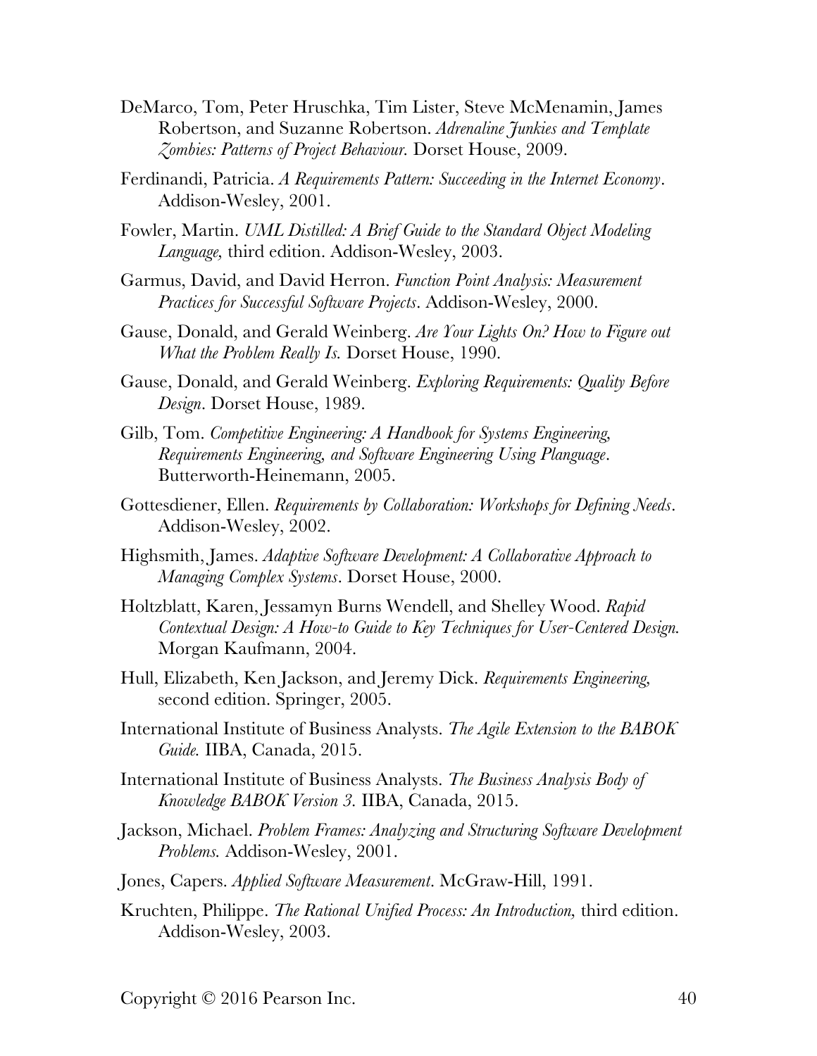DeMarco, Tom, Peter Hruschka, Tim Lister, Steve McMenamin, James Robertson, and Suzanne Robertson. *Adrenaline Junkies and Template Zombies: Patterns of Project Behaviour.* Dorset House, 2009.

Ferdinandi, Patricia. *A Requirements Pattern: Succeeding in the Internet Economy*. Addison-Wesley, 2001.

Fowler, Martin. *UML Distilled: A Brief Guide to the Standard Object Modeling Language,* third edition. Addison-Wesley, 2003.

Garmus, David, and David Herron. *Function Point Analysis: Measurement Practices for Successful Software Projects*. Addison-Wesley, 2000.

Gause, Donald, and Gerald Weinberg. *Are Your Lights On? How to Figure out What the Problem Really Is.* Dorset House, 1990.

Gause, Donald, and Gerald Weinberg. *Exploring Requirements: Quality Before Design*. Dorset House, 1989.

Gilb, Tom. *Competitive Engineering: A Handbook for Systems Engineering, Requirements Engineering, and Software Engineering Using Planguage*. Butterworth-Heinemann, 2005.

Gottesdiener, Ellen. *Requirements by Collaboration: Workshops for Defining Needs*. Addison-Wesley, 2002.

Highsmith, James. *Adaptive Software Development: A Collaborative Approach to Managing Complex Systems*. Dorset House, 2000.

Holtzblatt, Karen, Jessamyn Burns Wendell, and Shelley Wood. *Rapid Contextual Design: A How-to Guide to Key Techniques for User-Centered Design.* Morgan Kaufmann, 2004.

Hull, Elizabeth, Ken Jackson, and Jeremy Dick. *Requirements Engineering,* second edition. Springer, 2005.

International Institute of Business Analysts. *The Agile Extension to the BABOK Guide.* IIBA, Canada, 2015.

International Institute of Business Analysts. *The Business Analysis Body of Knowledge BABOK Version 3.* IIBA, Canada, 2015.

Jackson, Michael. *Problem Frames: Analyzing and Structuring Software Development Problems.* Addison-Wesley, 2001.

Jones, Capers. *Applied Software Measurement*. McGraw-Hill, 1991.

Kruchten, Philippe. *The Rational Unified Process: An Introduction,* third edition. Addison-Wesley, 2003.

Copyright © 2016 Pearson Inc.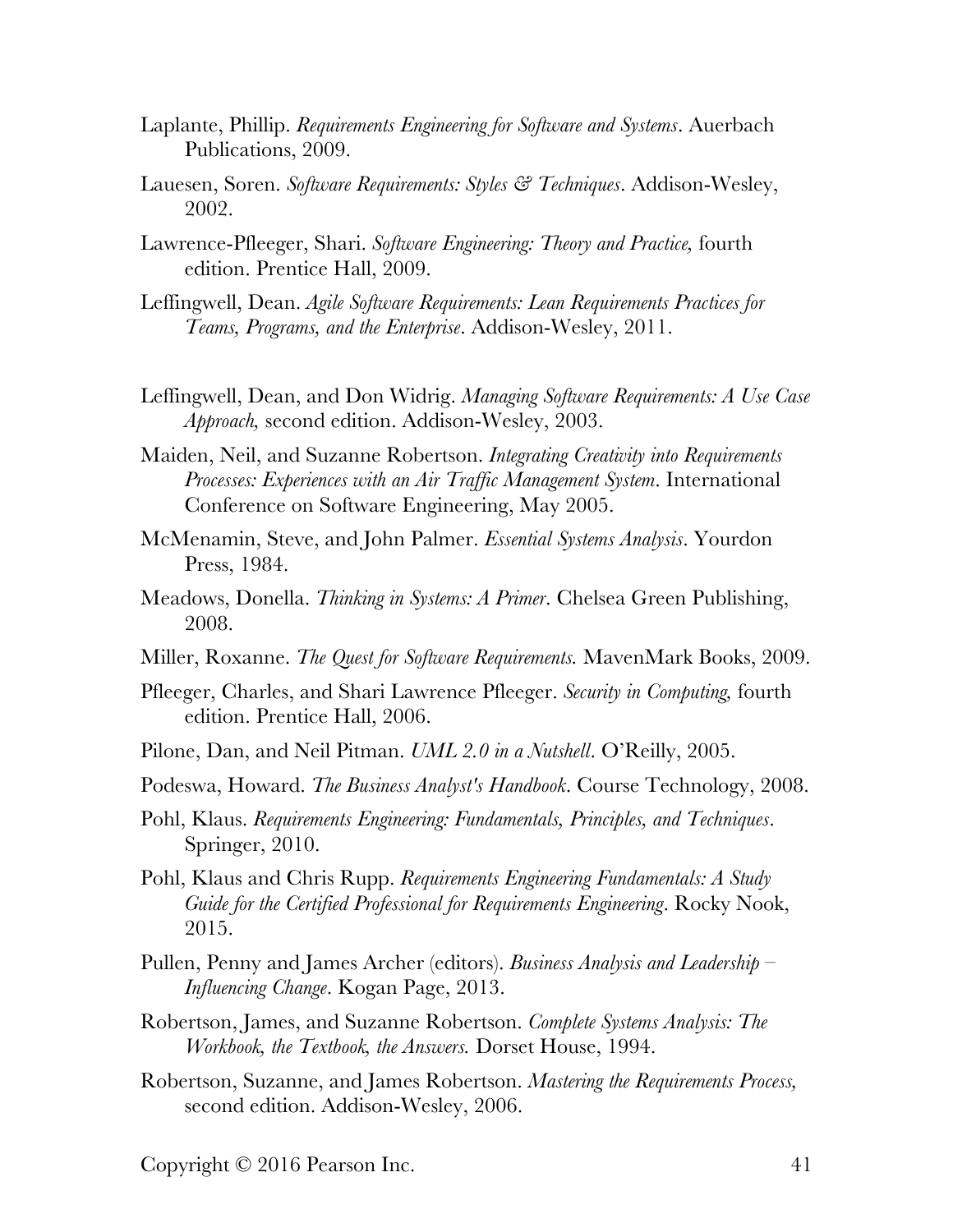Laplante, Phillip. *Requirements Engineering for Software and Systems*. Auerbach Publications, 2009.

Lauesen, Soren. *Software Requirements: Styles & Techniques*. Addison-Wesley, 2002.

Lawrence-Pfleeger, Shari. *Software Engineering: Theory and Practice,* fourth edition. Prentice Hall, 2009.

Leffingwell, Dean. *Agile Software Requirements: Lean Requirements Practices for Teams, Programs, and the Enterprise*. Addison-Wesley, 2011.

Leffingwell, Dean, and Don Widrig. *Managing Software Requirements: A Use Case Approach,* second edition. Addison-Wesley, 2003.

Maiden, Neil, and Suzanne Robertson. *Integrating Creativity into Requirements Processes: Experiences with an Air Traffic Management System*. International Conference on Software Engineering, May 2005.

McMenamin, Steve, and John Palmer. *Essential Systems Analysis*. Yourdon Press, 1984.

Meadows, Donella. *Thinking in Systems: A Primer*. Chelsea Green Publishing, 2008.

Miller, Roxanne. *The Quest for Software Requirements.* MavenMark Books, 2009.

Pfleeger, Charles, and Shari Lawrence Pfleeger. *Security in Computing,* fourth edition. Prentice Hall, 2006.

Pilone, Dan, and Neil Pitman. *UML 2.0 in a Nutshell*. O'Reilly, 2005.

Podeswa, Howard. *The Business Analyst's Handbook*. Course Technology, 2008.

Pohl, Klaus. *Requirements Engineering: Fundamentals, Principles, and Techniques*. Springer, 2010.

Pohl, Klaus and Chris Rupp. *Requirements Engineering Fundamentals: A Study Guide for the Certified Professional for Requirements Engineering*. Rocky Nook, 2015.

Pullen, Penny and James Archer (editors). *Business Analysis and Leadership – Influencing Change*. Kogan Page, 2013.

Robertson, James, and Suzanne Robertson. *Complete Systems Analysis: The Workbook, the Textbook, the Answers.* Dorset House, 1994.

Robertson, Suzanne, and James Robertson. *Mastering the Requirements Process,* second edition. Addison-Wesley, 2006.

Copyright © 2016 Pearson Inc.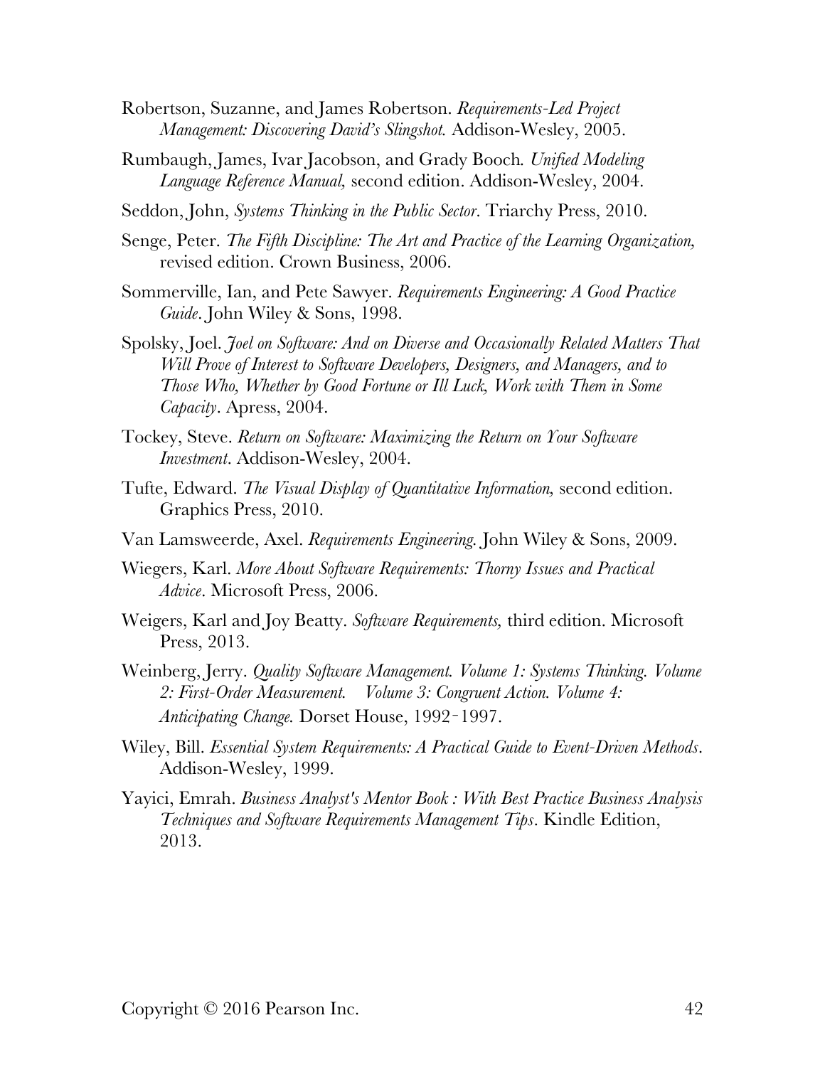Robertson, Suzanne, and James Robertson. *Requirements-Led Project Management: Discovering David's Slingshot.* Addison-Wesley, 2005.

Rumbaugh, James, Ivar Jacobson, and Grady Booch*. Unified Modeling Language Reference Manual,* second edition. Addison-Wesley, 2004.

Seddon, John, *Systems Thinking in the Public Sector*. Triarchy Press, 2010.

Senge, Peter. *The Fifth Discipline: The Art and Practice of the Learning Organization,* revised edition. Crown Business, 2006.

Sommerville, Ian, and Pete Sawyer. *Requirements Engineering: A Good Practice Guide*. John Wiley & Sons, 1998.

Spolsky, Joel. *Joel on Software: And on Diverse and Occasionally Related Matters That Will Prove of Interest to Software Developers, Designers, and Managers, and to Those Who, Whether by Good Fortune or Ill Luck, Work with Them in Some Capacity*. Apress, 2004.

Tockey, Steve. *Return on Software: Maximizing the Return on Your Software Investment*. Addison-Wesley, 2004.

Tufte, Edward. *The Visual Display of Quantitative Information,* second edition. Graphics Press, 2010.

Van Lamsweerde, Axel. *Requirements Engineering.* John Wiley & Sons, 2009.

Wiegers, Karl. *More About Software Requirements: Thorny Issues and Practical Advice*. Microsoft Press, 2006.

Weigers, Karl and Joy Beatty. *Software Requirements,* third edition. Microsoft Press, 2013.

Weinberg, Jerry. *Quality Software Management. Volume 1: Systems Thinking. Volume 2: First-Order Measurement. Volume 3: Congruent Action. Volume 4: Anticipating Change.* Dorset House, 1992–1997.

Wiley, Bill. *Essential System Requirements: A Practical Guide to Event-Driven Methods*. Addison-Wesley, 1999.

Yayici, Emrah. *Business Analyst's Mentor Book : With Best Practice Business Analysis Techniques and Software Requirements Management Tips*. Kindle Edition, 2013.

Copyright © 2016 Pearson Inc.